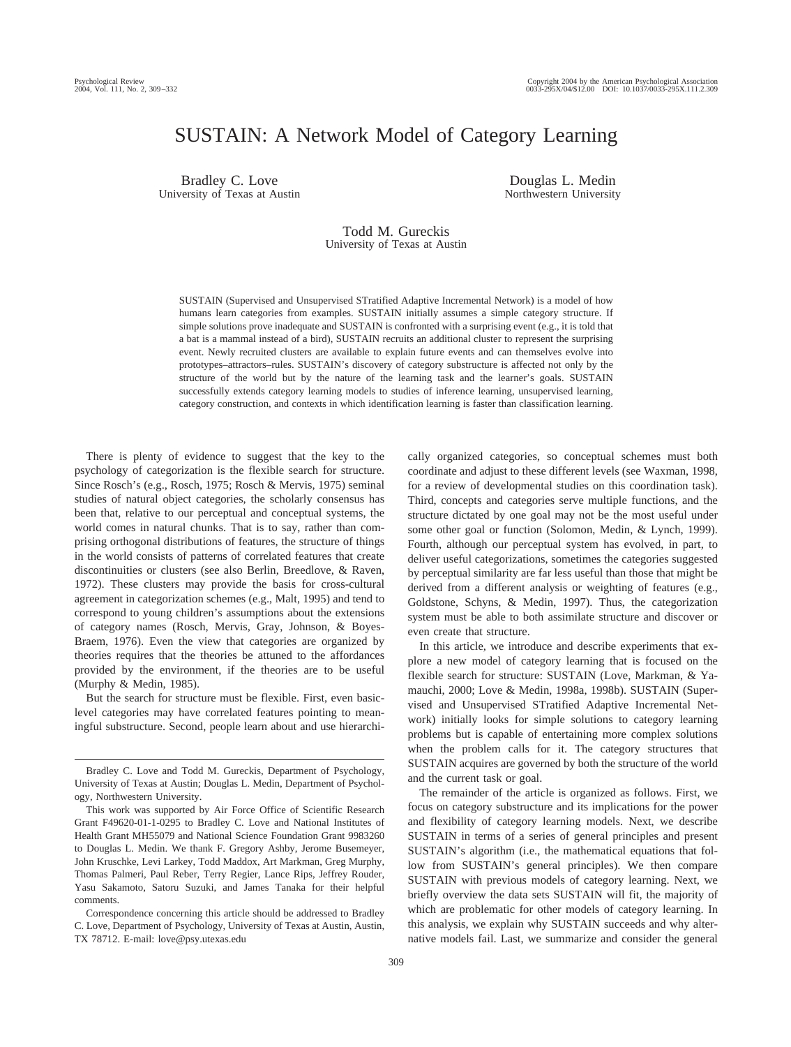# SUSTAIN: A Network Model of Category Learning

Bradley C. Love
University of Texas at Austin

Douglas L. Medin
Northwestern University

Todd M. Gureckis
University of Texas at Austin

SUSTAIN (Supervised and Unsupervised STratified Adaptive Incremental Network) is a model of how humans learn categories from examples. SUSTAIN initially assumes a simple category structure. If simple solutions prove inadequate and SUSTAIN is confronted with a surprising event (e.g., it is told that a bat is a mammal instead of a bird), SUSTAIN recruits an additional cluster to represent the surprising event. Newly recruited clusters are available to explain future events and can themselves evolve into prototypes–attractors–rules. SUSTAIN's discovery of category substructure is affected not only by the structure of the world but by the nature of the learning task and the learner's goals. SUSTAIN successfully extends category learning models to studies of inference learning, unsupervised learning, category construction, and contexts in which identification learning is faster than classification learning.

There is plenty of evidence to suggest that the key to the psychology of categorization is the flexible search for structure. Since Rosch's (e.g., Rosch, 1975; Rosch & Mervis, 1975) seminal studies of natural object categories, the scholarly consensus has been that, relative to our perceptual and conceptual systems, the world comes in natural chunks. That is to say, rather than comprising orthogonal distributions of features, the structure of things in the world consists of patterns of correlated features that create discontinuities or clusters (see also Berlin, Breedlove, & Raven, 1972). These clusters may provide the basis for cross-cultural agreement in categorization schemes (e.g., Malt, 1995) and tend to correspond to young children's assumptions about the extensions of category names (Rosch, Mervis, Gray, Johnson, & Boyes-Braem, 1976). Even the view that categories are organized by theories requires that the theories be attuned to the affordances provided by the environment, if the theories are to be useful (Murphy & Medin, 1985).

But the search for structure must be flexible. First, even basic-level categories may have correlated features pointing to meaningful substructure. Second, people learn about and use hierarchically organized categories, so conceptual schemes must both coordinate and adjust to these different levels (see Waxman, 1998, for a review of developmental studies on this coordination task). Third, concepts and categories serve multiple functions, and the structure dictated by one goal may not be the most useful under some other goal or function (Solomon, Medin, & Lynch, 1999). Fourth, although our perceptual system has evolved, in part, to deliver useful categorizations, sometimes the categories suggested by perceptual similarity are far less useful than those that might be derived from a different analysis or weighting of features (e.g., Goldstone, Schyns, & Medin, 1997). Thus, the categorization system must be able to both assimilate structure and discover or even create that structure.

In this article, we introduce and describe experiments that explore a new model of category learning that is focused on the flexible search for structure: SUSTAIN (Love, Markman, & Yamauchi, 2000; Love & Medin, 1998a, 1998b). SUSTAIN (Supervised and Unsupervised STratified Adaptive Incremental Network) initially looks for simple solutions to category learning problems but is capable of entertaining more complex solutions when the problem calls for it. The category structures that SUSTAIN acquires are governed by both the structure of the world and the current task or goal.

The remainder of the article is organized as follows. First, we focus on category substructure and its implications for the power and flexibility of category learning models. Next, we describe SUSTAIN in terms of a series of general principles and present SUSTAIN's algorithm (i.e., the mathematical equations that follow from SUSTAIN's general principles). We then compare SUSTAIN with previous models of category learning. Next, we briefly overview the data sets SUSTAIN will fit, the majority of which are problematic for other models of category learning. In this analysis, we explain why SUSTAIN succeeds and why alternative models fail. Last, we summarize and consider the general

---

Bradley C. Love and Todd M. Gureckis, Department of Psychology, University of Texas at Austin; Douglas L. Medin, Department of Psychology, Northwestern University.

This work was supported by Air Force Office of Scientific Research Grant F49620-01-1-0295 to Bradley C. Love and National Institutes of Health Grant MH55079 and National Science Foundation Grant 9983260 to Douglas L. Medin. We thank F. Gregory Ashby, Jerome Busemeyer, John Kruschke, Levi Larkey, Todd Maddox, Art Markman, Greg Murphy, Thomas Palmeri, Paul Reber, Terry Regier, Lance Rips, Jeffrey Rouder, Yasu Sakamoto, Satoru Suzuki, and James Tanaka for their helpful comments.

Correspondence concerning this article should be addressed to Bradley C. Love, Department of Psychology, University of Texas at Austin, Austin, TX 78712. E-mail: love@psy.utexas.edu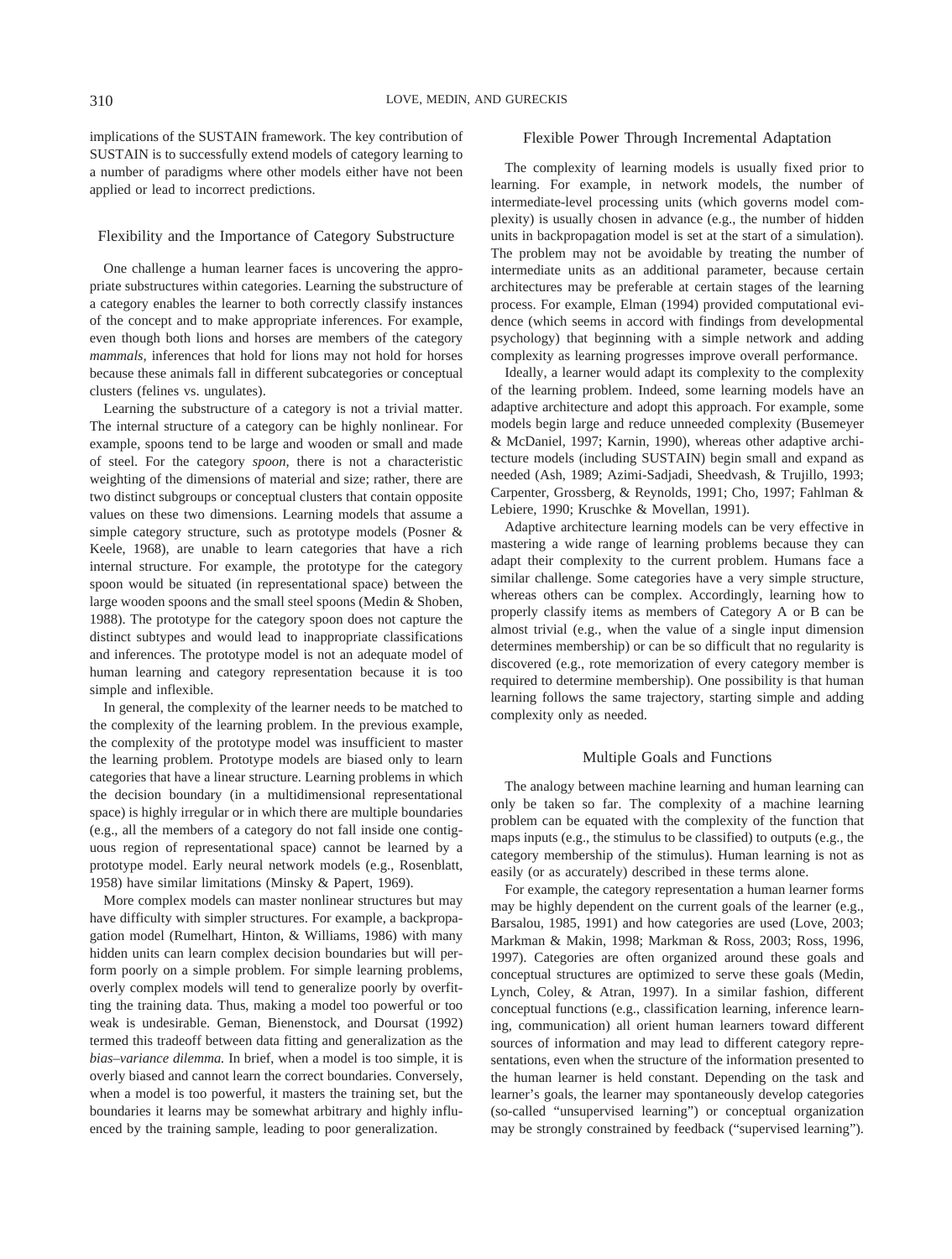implications of the SUSTAIN framework. The key contribution of SUSTAIN is to successfully extend models of category learning to a number of paradigms where other models either have not been applied or lead to incorrect predictions.

## Flexibility and the Importance of Category Substructure

One challenge a human learner faces is uncovering the appropriate substructures within categories. Learning the substructure of a category enables the learner to both correctly classify instances of the concept and to make appropriate inferences. For example, even though both lions and horses are members of the category *mammals,* inferences that hold for lions may not hold for horses because these animals fall in different subcategories or conceptual clusters (felines vs. ungulates).

Learning the substructure of a category is not a trivial matter. The internal structure of a category can be highly nonlinear. For example, spoons tend to be large and wooden or small and made of steel. For the category *spoon,* there is not a characteristic weighting of the dimensions of material and size; rather, there are two distinct subgroups or conceptual clusters that contain opposite values on these two dimensions. Learning models that assume a simple category structure, such as prototype models (Posner & Keele, 1968), are unable to learn categories that have a rich internal structure. For example, the prototype for the category spoon would be situated (in representational space) between the large wooden spoons and the small steel spoons (Medin & Shoben, 1988). The prototype for the category spoon does not capture the distinct subtypes and would lead to inappropriate classifications and inferences. The prototype model is not an adequate model of human learning and category representation because it is too simple and inflexible.

In general, the complexity of the learner needs to be matched to the complexity of the learning problem. In the previous example, the complexity of the prototype model was insufficient to master the learning problem. Prototype models are biased only to learn categories that have a linear structure. Learning problems in which the decision boundary (in a multidimensional representational space) is highly irregular or in which there are multiple boundaries (e.g., all the members of a category do not fall inside one contiguous region of representational space) cannot be learned by a prototype model. Early neural network models (e.g., Rosenblatt, 1958) have similar limitations (Minsky & Papert, 1969).

More complex models can master nonlinear structures but may have difficulty with simpler structures. For example, a backpropagation model (Rumelhart, Hinton, & Williams, 1986) with many hidden units can learn complex decision boundaries but will perform poorly on a simple problem. For simple learning problems, overly complex models will tend to generalize poorly by overfitting the training data. Thus, making a model too powerful or too weak is undesirable. Geman, Bienenstock, and Doursat (1992) termed this tradeoff between data fitting and generalization as the *bias–variance dilemma.* In brief, when a model is too simple, it is overly biased and cannot learn the correct boundaries. Conversely, when a model is too powerful, it masters the training set, but the boundaries it learns may be somewhat arbitrary and highly influenced by the training sample, leading to poor generalization.

## Flexible Power Through Incremental Adaptation

The complexity of learning models is usually fixed prior to learning. For example, in network models, the number of intermediate-level processing units (which governs model complexity) is usually chosen in advance (e.g., the number of hidden units in backpropagation model is set at the start of a simulation). The problem may not be avoidable by treating the number of intermediate units as an additional parameter, because certain architectures may be preferable at certain stages of the learning process. For example, Elman (1994) provided computational evidence (which seems in accord with findings from developmental psychology) that beginning with a simple network and adding complexity as learning progresses improve overall performance.

Ideally, a learner would adapt its complexity to the complexity of the learning problem. Indeed, some learning models have an adaptive architecture and adopt this approach. For example, some models begin large and reduce unneeded complexity (Busemeyer & McDaniel, 1997; Karnin, 1990), whereas other adaptive architecture models (including SUSTAIN) begin small and expand as needed (Ash, 1989; Azimi-Sadjadi, Sheedvash, & Trujillo, 1993; Carpenter, Grossberg, & Reynolds, 1991; Cho, 1997; Fahlman & Lebiere, 1990; Kruschke & Movellan, 1991).

Adaptive architecture learning models can be very effective in mastering a wide range of learning problems because they can adapt their complexity to the current problem. Humans face a similar challenge. Some categories have a very simple structure, whereas others can be complex. Accordingly, learning how to properly classify items as members of Category A or B can be almost trivial (e.g., when the value of a single input dimension determines membership) or can be so difficult that no regularity is discovered (e.g., rote memorization of every category member is required to determine membership). One possibility is that human learning follows the same trajectory, starting simple and adding complexity only as needed.

## Multiple Goals and Functions

The analogy between machine learning and human learning can only be taken so far. The complexity of a machine learning problem can be equated with the complexity of the function that maps inputs (e.g., the stimulus to be classified) to outputs (e.g., the category membership of the stimulus). Human learning is not as easily (or as accurately) described in these terms alone.

For example, the category representation a human learner forms may be highly dependent on the current goals of the learner (e.g., Barsalou, 1985, 1991) and how categories are used (Love, 2003; Markman & Makin, 1998; Markman & Ross, 2003; Ross, 1996, 1997). Categories are often organized around these goals and conceptual structures are optimized to serve these goals (Medin, Lynch, Coley, & Atran, 1997). In a similar fashion, different conceptual functions (e.g., classification learning, inference learning, communication) all orient human learners toward different sources of information and may lead to different category representations, even when the structure of the information presented to the human learner is held constant. Depending on the task and learner's goals, the learner may spontaneously develop categories (so-called "unsupervised learning") or conceptual organization may be strongly constrained by feedback ("supervised learning").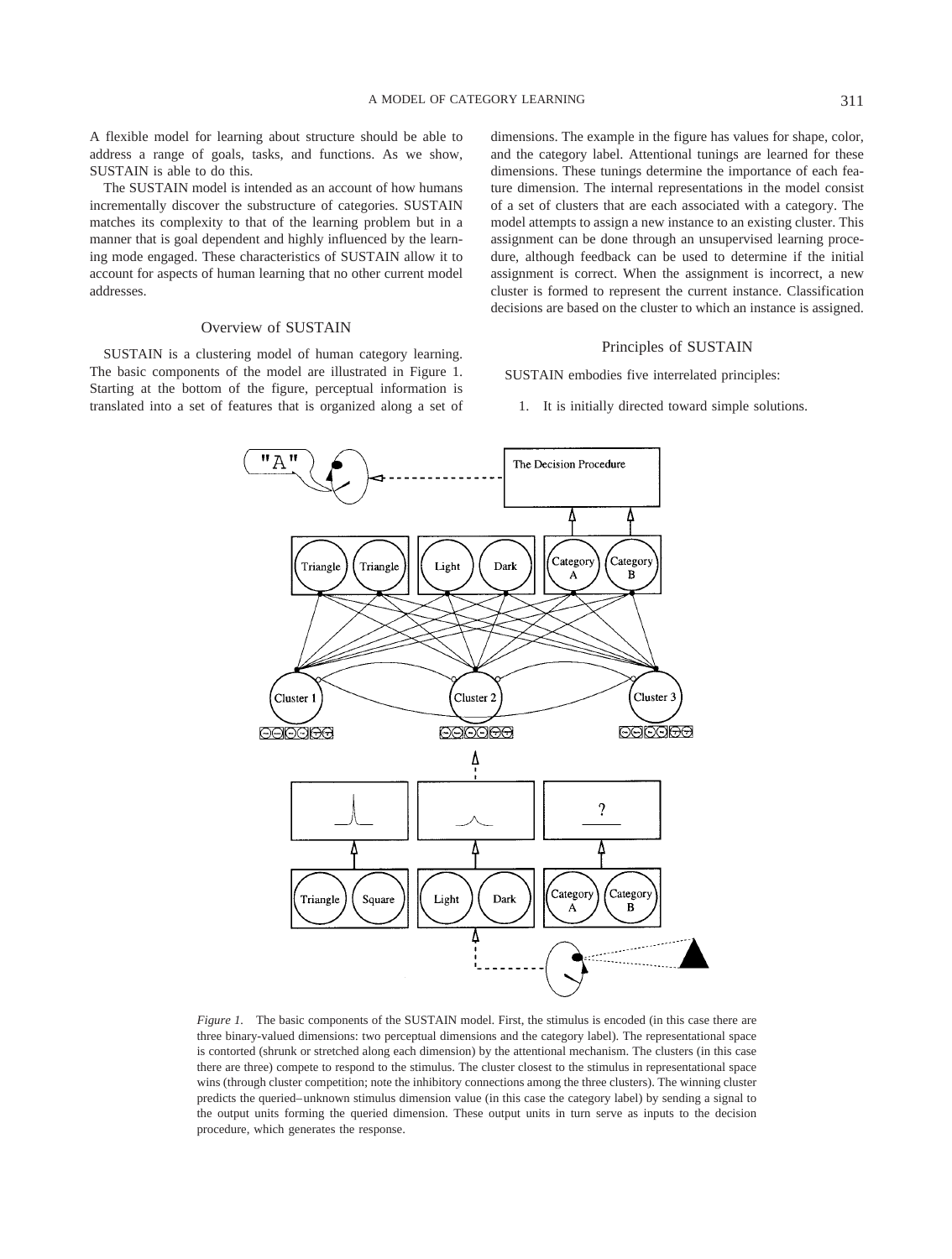A flexible model for learning about structure should be able to address a range of goals, tasks, and functions. As we show, SUSTAIN is able to do this.

The SUSTAIN model is intended as an account of how humans incrementally discover the substructure of categories. SUSTAIN matches its complexity to that of the learning problem but in a manner that is goal dependent and highly influenced by the learning mode engaged. These characteristics of SUSTAIN allow it to account for aspects of human learning that no other current model addresses.

## Overview of SUSTAIN

SUSTAIN is a clustering model of human category learning. The basic components of the model are illustrated in Figure 1. Starting at the bottom of the figure, perceptual information is translated into a set of features that is organized along a set of dimensions. The example in the figure has values for shape, color, and the category label. Attentional tunings are learned for these dimensions. These tunings determine the importance of each feature dimension. The internal representations in the model consist of a set of clusters that are each associated with a category. The model attempts to assign a new instance to an existing cluster. This assignment can be done through an unsupervised learning procedure, although feedback can be used to determine if the initial assignment is correct. When the assignment is incorrect, a new cluster is formed to represent the current instance. Classification decisions are based on the cluster to which an instance is assigned.

## Principles of SUSTAIN

SUSTAIN embodies five interrelated principles:

1. It is initially directed toward simple solutions.

"A"

The Decision Procedure

Triangle
Triangle
Light
Dark
Category A
Category B

Cluster 1
Cluster 2
Cluster 3

?

Triangle
Square
Light
Dark
Category A
Category B

*Figure 1.* The basic components of the SUSTAIN model. First, the stimulus is encoded (in this case there are three binary-valued dimensions: two perceptual dimensions and the category label). The representational space is contorted (shrunk or stretched along each dimension) by the attentional mechanism. The clusters (in this case there are three) compete to respond to the stimulus. The cluster closest to the stimulus in representational space wins (through cluster competition; note the inhibitory connections among the three clusters). The winning cluster predicts the queried–unknown stimulus dimension value (in this case the category label) by sending a signal to the output units forming the queried dimension. These output units in turn serve as inputs to the decision procedure, which generates the response.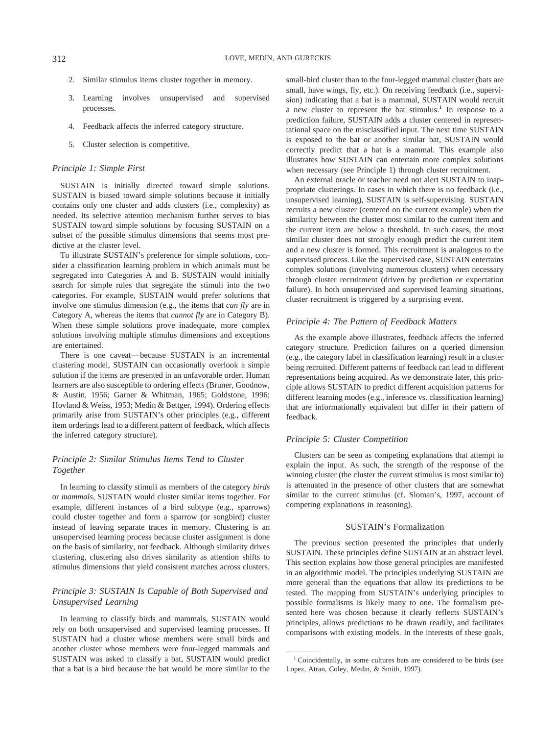2. Similar stimulus items cluster together in memory.

3. Learning involves unsupervised and supervised processes.

4. Feedback affects the inferred category structure.

5. Cluster selection is competitive.

### Principle 1: Simple First

SUSTAIN is initially directed toward simple solutions. SUSTAIN is biased toward simple solutions because it initially contains only one cluster and adds clusters (i.e., complexity) as needed. Its selective attention mechanism further serves to bias SUSTAIN toward simple solutions by focusing SUSTAIN on a subset of the possible stimulus dimensions that seems most predictive at the cluster level.

To illustrate SUSTAIN's preference for simple solutions, consider a classification learning problem in which animals must be segregated into Categories A and B. SUSTAIN would initially search for simple rules that segregate the stimuli into the two categories. For example, SUSTAIN would prefer solutions that involve one stimulus dimension (e.g., the items that *can fly* are in Category A, whereas the items that *cannot fly* are in Category B). When these simple solutions prove inadequate, more complex solutions involving multiple stimulus dimensions and exceptions are entertained.

There is one caveat—because SUSTAIN is an incremental clustering model, SUSTAIN can occasionally overlook a simple solution if the items are presented in an unfavorable order. Human learners are also susceptible to ordering effects (Bruner, Goodnow, & Austin, 1956; Garner & Whitman, 1965; Goldstone, 1996; Hovland & Weiss, 1953; Medin & Bettger, 1994). Ordering effects primarily arise from SUSTAIN's other principles (e.g., different item orderings lead to a different pattern of feedback, which affects the inferred category structure).

### Principle 2: Similar Stimulus Items Tend to Cluster Together

In learning to classify stimuli as members of the category *birds* or *mammals,* SUSTAIN would cluster similar items together. For example, different instances of a bird subtype (e.g., sparrows) could cluster together and form a sparrow (or songbird) cluster instead of leaving separate traces in memory. Clustering is an unsupervised learning process because cluster assignment is done on the basis of similarity, not feedback. Although similarity drives clustering, clustering also drives similarity as attention shifts to stimulus dimensions that yield consistent matches across clusters.

### Principle 3: SUSTAIN Is Capable of Both Supervised and Unsupervised Learning

In learning to classify birds and mammals, SUSTAIN would rely on both unsupervised and supervised learning processes. If SUSTAIN had a cluster whose members were small birds and another cluster whose members were four-legged mammals and SUSTAIN was asked to classify a bat, SUSTAIN would predict that a bat is a bird because the bat would be more similar to the small-bird cluster than to the four-legged mammal cluster (bats are small, have wings, fly, etc.). On receiving feedback (i.e., supervision) indicating that a bat is a mammal, SUSTAIN would recruit a new cluster to represent the bat stimulus.[1] In response to a prediction failure, SUSTAIN adds a cluster centered in representational space on the misclassified input. The next time SUSTAIN is exposed to the bat or another similar bat, SUSTAIN would correctly predict that a bat is a mammal. This example also illustrates how SUSTAIN can entertain more complex solutions when necessary (see Principle 1) through cluster recruitment.

An external oracle or teacher need not alert SUSTAIN to inappropriate clusterings. In cases in which there is no feedback (i.e., unsupervised learning), SUSTAIN is self-supervising. SUSTAIN recruits a new cluster (centered on the current example) when the similarity between the cluster most similar to the current item and the current item are below a threshold. In such cases, the most similar cluster does not strongly enough predict the current item and a new cluster is formed. This recruitment is analogous to the supervised process. Like the supervised case, SUSTAIN entertains complex solutions (involving numerous clusters) when necessary through cluster recruitment (driven by prediction or expectation failure). In both unsupervised and supervised learning situations, cluster recruitment is triggered by a surprising event.

### Principle 4: The Pattern of Feedback Matters

As the example above illustrates, feedback affects the inferred category structure. Prediction failures on a queried dimension (e.g., the category label in classification learning) result in a cluster being recruited. Different patterns of feedback can lead to different representations being acquired. As we demonstrate later, this principle allows SUSTAIN to predict different acquisition patterns for different learning modes (e.g., inference vs. classification learning) that are informationally equivalent but differ in their pattern of feedback.

### Principle 5: Cluster Competition

Clusters can be seen as competing explanations that attempt to explain the input. As such, the strength of the response of the winning cluster (the cluster the current stimulus is most similar to) is attenuated in the presence of other clusters that are somewhat similar to the current stimulus (cf. Sloman's, 1997, account of competing explanations in reasoning).

## SUSTAIN's Formalization

The previous section presented the principles that underly SUSTAIN. These principles define SUSTAIN at an abstract level. This section explains how those general principles are manifested in an algorithmic model. The principles underlying SUSTAIN are more general than the equations that allow its predictions to be tested. The mapping from SUSTAIN's underlying principles to possible formalisms is likely many to one. The formalism presented here was chosen because it clearly reflects SUSTAIN's principles, allows predictions to be drawn readily, and facilitates comparisons with existing models. In the interests of these goals,

[1] Coincidentally, in some cultures bats are considered to be birds (see Lopez, Atran, Coley, Medin, & Smith, 1997).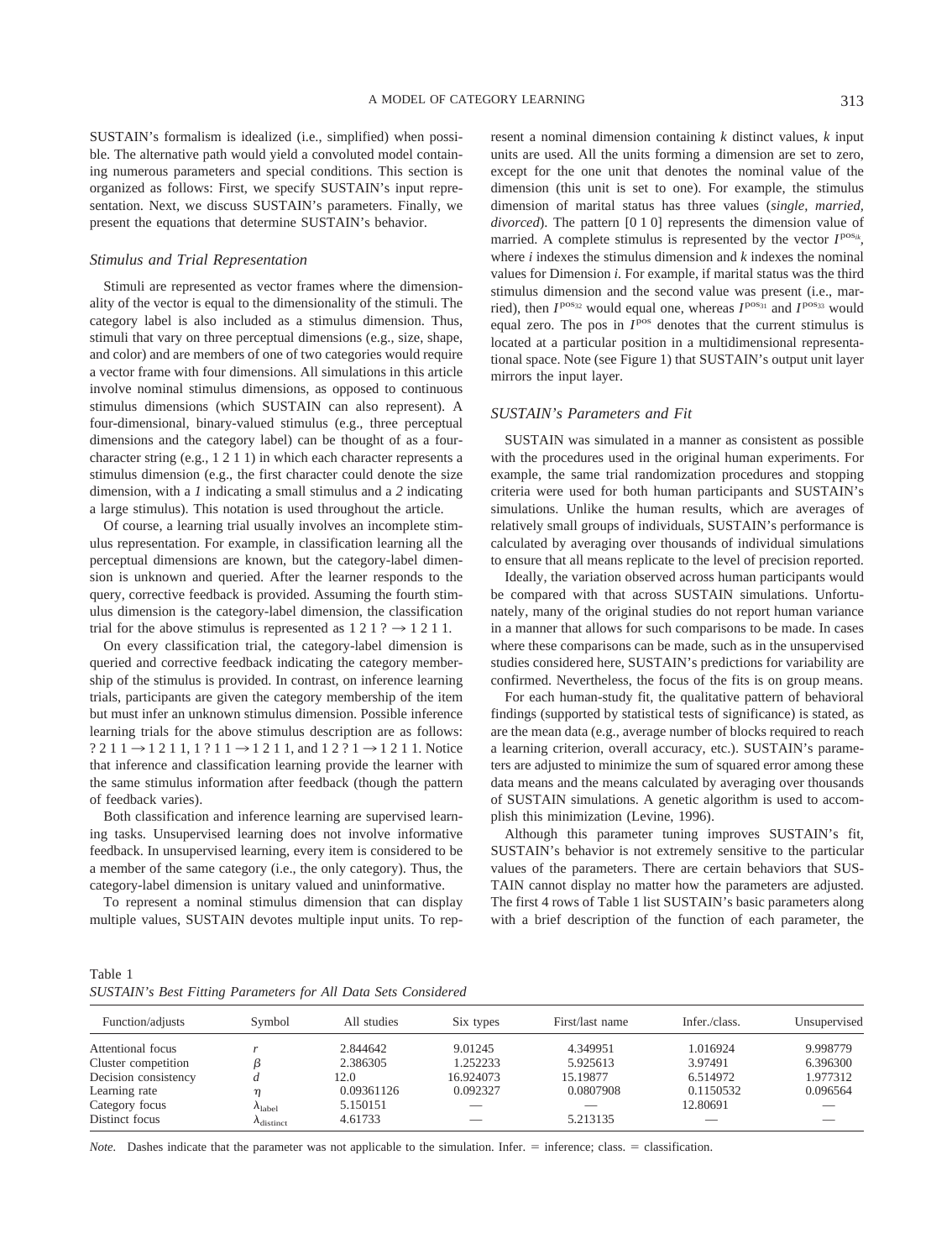SUSTAIN's formalism is idealized (i.e., simplified) when possible. The alternative path would yield a convoluted model containing numerous parameters and special conditions. This section is organized as follows: First, we specify SUSTAIN's input representation. Next, we discuss SUSTAIN's parameters. Finally, we present the equations that determine SUSTAIN's behavior.

### *Stimulus and Trial Representation*

Stimuli are represented as vector frames where the dimensionality of the vector is equal to the dimensionality of the stimuli. The category label is also included as a stimulus dimension. Thus, stimuli that vary on three perceptual dimensions (e.g., size, shape, and color) and are members of one of two categories would require a vector frame with four dimensions. All simulations in this article involve nominal stimulus dimensions, as opposed to continuous stimulus dimensions (which SUSTAIN can also represent). A four-dimensional, binary-valued stimulus (e.g., three perceptual dimensions and the category label) can be thought of as a four-character string (e.g., 1 2 1 1) in which each character represents a stimulus dimension (e.g., the first character could denote the size dimension, with a *1* indicating a small stimulus and a *2* indicating a large stimulus). This notation is used throughout the article.

Of course, a learning trial usually involves an incomplete stimulus representation. For example, in classification learning all the perceptual dimensions are known, but the category-label dimension is unknown and queried. After the learner responds to the query, corrective feedback is provided. Assuming the fourth stimulus dimension is the category-label dimension, the classification trial for the above stimulus is represented as 1 2 1 ? → 1 2 1 1.

On every classification trial, the category-label dimension is queried and corrective feedback indicating the category membership of the stimulus is provided. In contrast, on inference learning trials, participants are given the category membership of the item but must infer an unknown stimulus dimension. Possible inference learning trials for the above stimulus description are as follows: ? 2 1 1 → 1 2 1 1, 1 ? 1 1 → 1 2 1 1, and 1 2 ? 1 → 1 2 1 1. Notice that inference and classification learning provide the learner with the same stimulus information after feedback (though the pattern of feedback varies).

Both classification and inference learning are supervised learning tasks. Unsupervised learning does not involve informative feedback. In unsupervised learning, every item is considered to be a member of the same category (i.e., the only category). Thus, the category-label dimension is unitary valued and uninformative.

To represent a nominal stimulus dimension that can display multiple values, SUSTAIN devotes multiple input units. To represent a nominal dimension containing $k$ distinct values, $k$ input units are used. All the units forming a dimension are set to zero, except for the one unit that denotes the nominal value of the dimension (this unit is set to one). For example, the stimulus dimension of marital status has three values (*single, married, divorced*). The pattern [0 1 0] represents the dimension value of married. A complete stimulus is represented by the vector $I^{pos_{ik}}$, where $i$ indexes the stimulus dimension and $k$ indexes the nominal values for Dimension $i$. For example, if marital status was the third stimulus dimension and the second value was present (i.e., married), then $I^{pos_{32}}$ would equal one, whereas $I^{pos_{31}}$ and $I^{pos_{33}}$ would equal zero. The pos in $I^{pos}$ denotes that the current stimulus is located at a particular position in a multidimensional representational space. Note (see Figure 1) that SUSTAIN's output unit layer mirrors the input layer.

### *SUSTAIN's Parameters and Fit*

SUSTAIN was simulated in a manner as consistent as possible with the procedures used in the original human experiments. For example, the same trial randomization procedures and stopping criteria were used for both human participants and SUSTAIN's simulations. Unlike the human results, which are averages of relatively small groups of individuals, SUSTAIN's performance is calculated by averaging over thousands of individual simulations to ensure that all means replicate to the level of precision reported.

Ideally, the variation observed across human participants would be compared with that across SUSTAIN simulations. Unfortunately, many of the original studies do not report human variance in a manner that allows for such comparisons to be made. In cases where these comparisons can be made, such as in the unsupervised studies considered here, SUSTAIN's predictions for variability are confirmed. Nevertheless, the focus of the fits is on group means.

For each human-study fit, the qualitative pattern of behavioral findings (supported by statistical tests of significance) is stated, as are the mean data (e.g., average number of blocks required to reach a learning criterion, overall accuracy, etc.). SUSTAIN's parameters are adjusted to minimize the sum of squared error among these data means and the means calculated by averaging over thousands of SUSTAIN simulations. A genetic algorithm is used to accomplish this minimization (Levine, 1996).

Although this parameter tuning improves SUSTAIN's fit, SUSTAIN's behavior is not extremely sensitive to the particular values of the parameters. There are certain behaviors that SUSTAIN cannot display no matter how the parameters are adjusted. The first 4 rows of Table 1 list SUSTAIN's basic parameters along with a brief description of the function of each parameter, the

Table 1
*SUSTAIN's Best Fitting Parameters for All Data Sets Considered*

| Function/adjusts | Symbol | All studies | Six types | First/last name | Infer./class. | Unsupervised |
|---|---|---|---|---|---|---|
| Attentional focus | $r$ | 2.844642 | 9.01245 | 4.349951 | 1.016924 | 9.998779 |
| Cluster competition | $\beta$ | 2.386305 | 1.252233 | 5.925613 | 3.97491 | 6.396300 |
| Decision consistency | $d$ | 12.0 | 16.924073 | 15.19877 | 6.514972 | 1.977312 |
| Learning rate | $\eta$ | 0.09361126 | 0.092327 | 0.0807908 | 0.1150532 | 0.096564 |
| Category focus | $\lambda_{label}$ | 5.150151 | — | — | 12.80691 | — |
| Distinct focus | $\lambda_{distinct}$ | 4.61733 | — | 5.213135 | — | — |

*Note.* Dashes indicate that the parameter was not applicable to the simulation. Infer. = inference; class. = classification.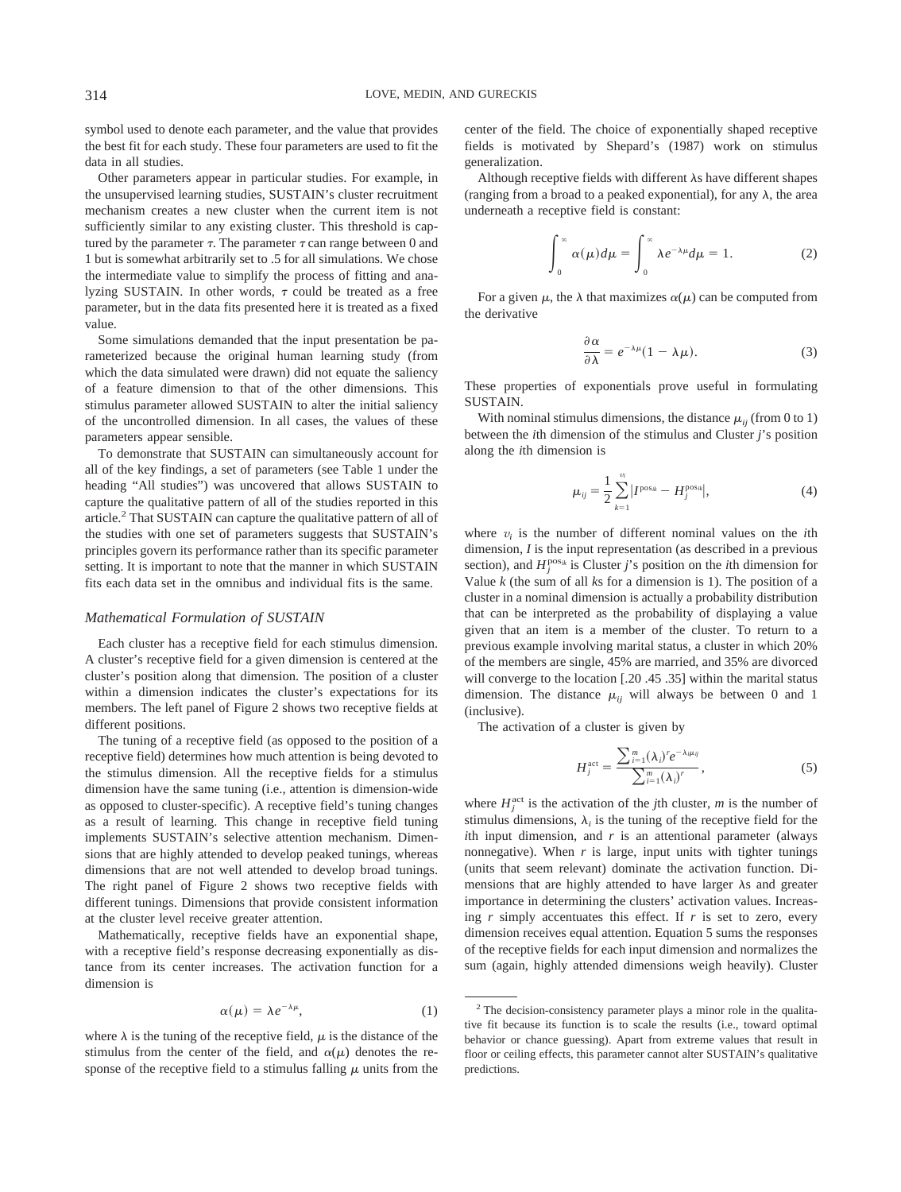symbol used to denote each parameter, and the value that provides the best fit for each study. These four parameters are used to fit the data in all studies.

Other parameters appear in particular studies. For example, in the unsupervised learning studies, SUSTAIN's cluster recruitment mechanism creates a new cluster when the current item is not sufficiently similar to any existing cluster. This threshold is captured by the parameter $\tau$. The parameter $\tau$ can range between 0 and 1 but is somewhat arbitrarily set to .5 for all simulations. We chose the intermediate value to simplify the process of fitting and analyzing SUSTAIN. In other words, $\tau$ could be treated as a free parameter, but in the data fits presented here it is treated as a fixed value.

Some simulations demanded that the input presentation be parameterized because the original human learning study (from which the data simulated were drawn) did not equate the saliency of a feature dimension to that of the other dimensions. This stimulus parameter allowed SUSTAIN to alter the initial saliency of the uncontrolled dimension. In all cases, the values of these parameters appear sensible.

To demonstrate that SUSTAIN can simultaneously account for all of the key findings, a set of parameters (see Table 1 under the heading "All studies") was uncovered that allows SUSTAIN to capture the qualitative pattern of all of the studies reported in this article.[2] That SUSTAIN can capture the qualitative pattern of all of the studies with one set of parameters suggests that SUSTAIN's principles govern its performance rather than its specific parameter setting. It is important to note that the manner in which SUSTAIN fits each data set in the omnibus and individual fits is the same.

### Mathematical Formulation of SUSTAIN

Each cluster has a receptive field for each stimulus dimension. A cluster's receptive field for a given dimension is centered at the cluster's position along that dimension. The position of a cluster within a dimension indicates the cluster's expectations for its members. The left panel of Figure 2 shows two receptive fields at different positions.

The tuning of a receptive field (as opposed to the position of a receptive field) determines how much attention is being devoted to the stimulus dimension. All the receptive fields for a stimulus dimension have the same tuning (i.e., attention is dimension-wide as opposed to cluster-specific). A receptive field's tuning changes as a result of learning. This change in receptive field tuning implements SUSTAIN's selective attention mechanism. Dimensions that are highly attended to develop peaked tunings, whereas dimensions that are not well attended to develop broad tunings. The right panel of Figure 2 shows two receptive fields with different tunings. Dimensions that provide consistent information at the cluster level receive greater attention.

Mathematically, receptive fields have an exponential shape, with a receptive field's response decreasing exponentially as distance from its center increases. The activation function for a dimension is

$$\alpha(\mu) = \lambda e^{-\lambda\mu}, \tag{1}$$

where $\lambda$ is the tuning of the receptive field, $\mu$ is the distance of the stimulus from the center of the field, and $\alpha(\mu)$ denotes the response of the receptive field to a stimulus falling $\mu$ units from the center of the field. The choice of exponentially shaped receptive fields is motivated by Shepard's (1987) work on stimulus generalization.

Although receptive fields with different λs have different shapes (ranging from a broad to a peaked exponential), for any $\lambda$, the area underneath a receptive field is constant:

$$\int_0^\infty \alpha(\mu)d\mu = \int_0^\infty \lambda e^{-\lambda\mu}d\mu = 1. \tag{2}$$

For a given $\mu$, the $\lambda$ that maximizes $\alpha(\mu)$ can be computed from the derivative

$$\frac{\partial\alpha}{\partial\lambda} = e^{-\lambda\mu}(1 - \lambda\mu). \tag{3}$$

These properties of exponentials prove useful in formulating SUSTAIN.

With nominal stimulus dimensions, the distance $\mu_{ij}$ (from 0 to 1) between the $i$th dimension of the stimulus and Cluster $j$'s position along the $i$th dimension is

$$\mu_{ij} = \frac{1}{2}\sum_{k=1}^{v_i}|I^{\text{pos}_{ik}} - H_j^{\text{pos}_{ik}}|, \tag{4}$$

where $v_i$ is the number of different nominal values on the $i$th dimension, $I$ is the input representation (as described in a previous section), and $H_j^{\text{pos}_{ik}}$ is Cluster $j$'s position on the $i$th dimension for Value $k$ (the sum of all $k$s for a dimension is 1). The position of a cluster in a nominal dimension is actually a probability distribution that can be interpreted as the probability of displaying a value given that an item is a member of the cluster. To return to a previous example involving marital status, a cluster in which 20% of the members are single, 45% are married, and 35% are divorced will converge to the location [.20 .45 .35] within the marital status dimension. The distance $\mu_{ij}$ will always be between 0 and 1 (inclusive).

The activation of a cluster is given by

$$H_j^{\text{act}} = \frac{\sum_{i=1}^{m}(\lambda_i)^r e^{-\lambda_i\mu_{ij}}}{\sum_{i=1}^{m}(\lambda_i)^r}, \tag{5}$$

where $H_j^{\text{act}}$ is the activation of the $j$th cluster, $m$ is the number of stimulus dimensions, $\lambda_i$ is the tuning of the receptive field for the $i$th input dimension, and $r$ is an attentional parameter (always nonnegative). When $r$ is large, input units with tighter tunings (units that seem relevant) dominate the activation function. Dimensions that are highly attended to have larger λs and greater importance in determining the clusters' activation values. Increasing $r$ simply accentuates this effect. If $r$ is set to zero, every dimension receives equal attention. Equation 5 sums the responses of the receptive fields for each input dimension and normalizes the sum (again, highly attended dimensions weigh heavily). Cluster

[2] The decision-consistency parameter plays a minor role in the qualitative fit because its function is to scale the results (i.e., toward optimal behavior or chance guessing). Apart from extreme values that result in floor or ceiling effects, this parameter cannot alter SUSTAIN's qualitative predictions.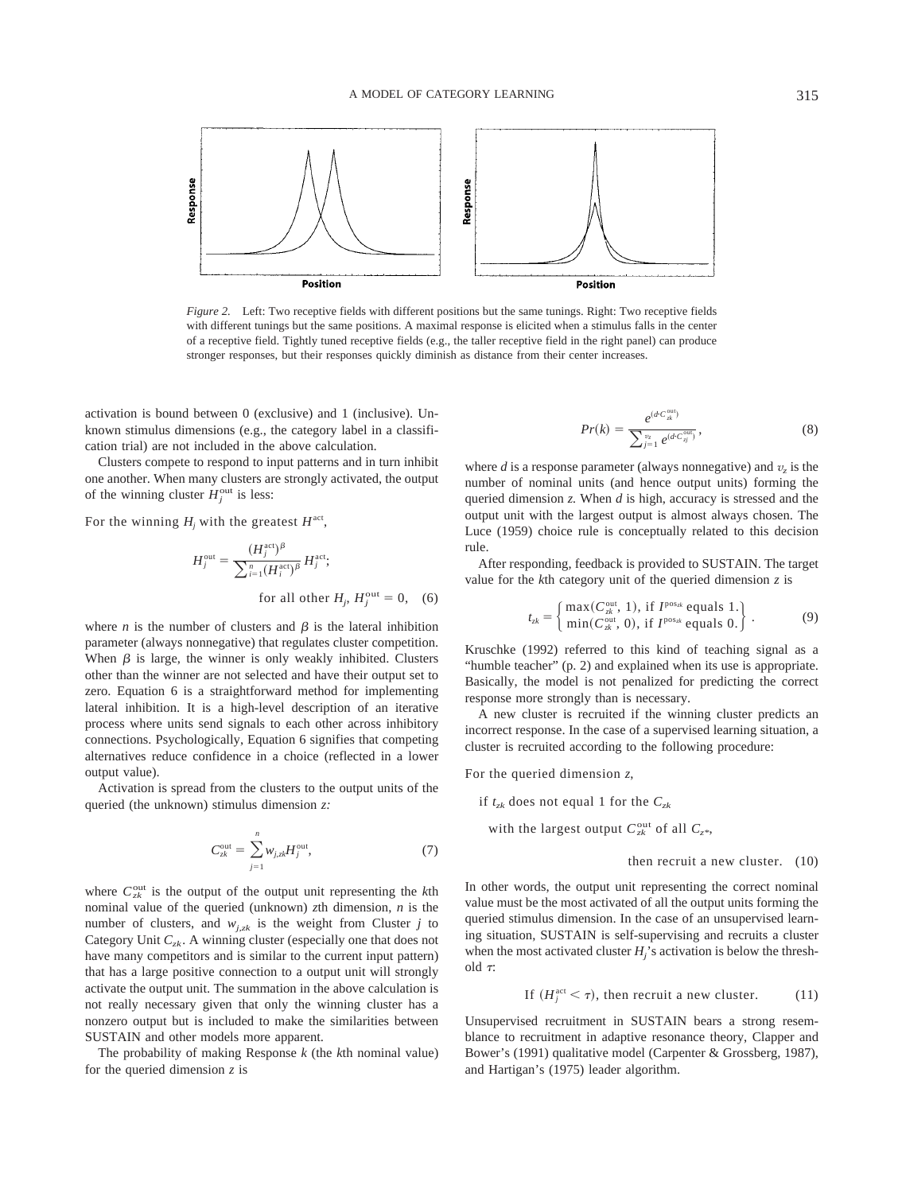*Figure 2.* Left: Two receptive fields with different positions but the same tunings. Right: Two receptive fields with different tunings but the same positions. A maximal response is elicited when a stimulus falls in the center of a receptive field. Tightly tuned receptive fields (e.g., the taller receptive field in the right panel) can produce stronger responses, but their responses quickly diminish as distance from their center increases.

activation is bound between 0 (exclusive) and 1 (inclusive). Unknown stimulus dimensions (e.g., the category label in a classification trial) are not included in the above calculation.

Clusters compete to respond to input patterns and in turn inhibit one another. When many clusters are strongly activated, the output of the winning cluster $H_j^{\text{out}}$ is less:

For the winning $H_j$ with the greatest $H^{\text{act}}$,

$$H_j^{\text{out}} = \frac{(H_j^{\text{act}})^{\beta}}{\sum_{i=1}^{n}(H_i^{\text{act}})^{\beta}} H_j^{\text{act}};$$

$$\text{for all other } H_j,\ H_j^{\text{out}} = 0, \quad (6)$$

where $n$ is the number of clusters and $\beta$ is the lateral inhibition parameter (always nonnegative) that regulates cluster competition. When $\beta$ is large, the winner is only weakly inhibited. Clusters other than the winner are not selected and have their output set to zero. Equation 6 is a straightforward method for implementing lateral inhibition. It is a high-level description of an iterative process where units send signals to each other across inhibitory connections. Psychologically, Equation 6 signifies that competing alternatives reduce confidence in a choice (reflected in a lower output value).

Activation is spread from the clusters to the output units of the queried (the unknown) stimulus dimension $z$:

$$C_{zk}^{\text{out}} = \sum_{j=1}^{n} w_{j,zk} H_j^{\text{out}}, \quad (7)$$

where $C_{zk}^{\text{out}}$ is the output of the output unit representing the $k$th nominal value of the queried (unknown) $z$th dimension, $n$ is the number of clusters, and $w_{j,zk}$ is the weight from Cluster $j$ to Category Unit $C_{zk}$. A winning cluster (especially one that does not have many competitors and is similar to the current input pattern) that has a large positive connection to a output unit will strongly activate the output unit. The summation in the above calculation is not really necessary given that only the winning cluster has a nonzero output but is included to make the similarities between SUSTAIN and other models more apparent.

The probability of making Response $k$ (the $k$th nominal value) for the queried dimension $z$ is

$$Pr(k) = \frac{e^{(d \cdot C_{zk}^{\text{out}})}}{\sum_{j=1}^{v_z} e^{(d \cdot C_{zj}^{\text{out}})}}, \quad (8)$$

where $d$ is a response parameter (always nonnegative) and $v_z$ is the number of nominal units (and hence output units) forming the queried dimension $z$. When $d$ is high, accuracy is stressed and the output unit with the largest output is almost always chosen. The Luce (1959) choice rule is conceptually related to this decision rule.

After responding, feedback is provided to SUSTAIN. The target value for the $k$th category unit of the queried dimension $z$ is

$$t_{zk} = \left\{ \begin{array}{l} \max(C_{zk}^{\text{out}}, 1), \text{ if } I^{\text{pos}_{zk}} \text{ equals } 1. \\ \min(C_{zk}^{\text{out}}, 0), \text{ if } I^{\text{pos}_{zk}} \text{ equals } 0. \end{array} \right\}. \quad (9)$$

Kruschke (1992) referred to this kind of teaching signal as a "humble teacher" (p. 2) and explained when its use is appropriate. Basically, the model is not penalized for predicting the correct response more strongly than is necessary.

A new cluster is recruited if the winning cluster predicts an incorrect response. In the case of a supervised learning situation, a cluster is recruited according to the following procedure:

For the queried dimension $z$,

if $t_{zk}$ does not equal 1 for the $C_{zk}$

with the largest output $C_{zk}^{\text{out}}$ of all $C_{z*}$,

then recruit a new cluster. (10)

In other words, the output unit representing the correct nominal value must be the most activated of all the output units forming the queried stimulus dimension. In the case of an unsupervised learning situation, SUSTAIN is self-supervising and recruits a cluster when the most activated cluster $H_j$'s activation is below the threshold $\tau$:

$$\text{If } (H_j^{\text{act}} < \tau), \text{ then recruit a new cluster.} \quad (11)$$

Unsupervised recruitment in SUSTAIN bears a strong resemblance to recruitment in adaptive resonance theory, Clapper and Bower's (1991) qualitative model (Carpenter & Grossberg, 1987), and Hartigan's (1975) leader algorithm.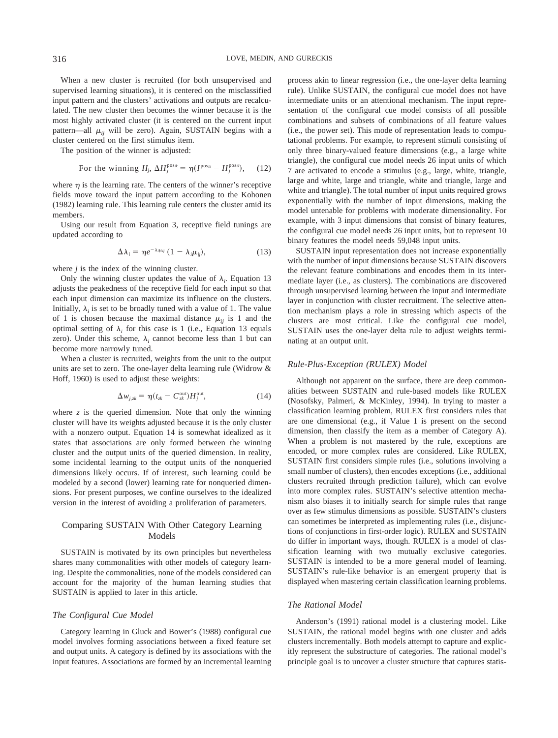When a new cluster is recruited (for both unsupervised and supervised learning situations), it is centered on the misclassified input pattern and the clusters' activations and outputs are recalculated. The new cluster then becomes the winner because it is the most highly activated cluster (it is centered on the current input pattern—all $\mu_{ij}$ will be zero). Again, SUSTAIN begins with a cluster centered on the first stimulus item.

The position of the winner is adjusted:

$$\text{For the winning } H_j, \ \Delta H_j^{\text{pos}_{ik}} = \eta(I^{\text{pos}_{ik}} - H_j^{\text{pos}_{ik}}), \tag{12}$$

where $\eta$ is the learning rate. The centers of the winner's receptive fields move toward the input pattern according to the Kohonen (1982) learning rule. This learning rule centers the cluster amid its members.

Using our result from Equation 3, receptive field tunings are updated according to

$$\Delta\lambda_i = \eta e^{-\lambda_i\mu_{ij}}(1 - \lambda_i\mu_{ij}), \tag{13}$$

where $j$ is the index of the winning cluster.

Only the winning cluster updates the value of $\lambda_i$. Equation 13 adjusts the peakedness of the receptive field for each input so that each input dimension can maximize its influence on the clusters. Initially, $\lambda_i$ is set to be broadly tuned with a value of 1. The value of 1 is chosen because the maximal distance $\mu_{ij}$ is 1 and the optimal setting of $\lambda_i$ for this case is 1 (i.e., Equation 13 equals zero). Under this scheme, $\lambda_i$ cannot become less than 1 but can become more narrowly tuned.

When a cluster is recruited, weights from the unit to the output units are set to zero. The one-layer delta learning rule (Widrow & Hoff, 1960) is used to adjust these weights:

$$\Delta w_{j,zk} = \eta(t_{zk} - C_{zk}^{\text{out}})H_j^{\text{out}}, \tag{14}$$

where $z$ is the queried dimension. Note that only the winning cluster will have its weights adjusted because it is the only cluster with a nonzero output. Equation 14 is somewhat idealized as it states that associations are only formed between the winning cluster and the output units of the queried dimension. In reality, some incidental learning to the output units of the nonqueried dimensions likely occurs. If of interest, such learning could be modeled by a second (lower) learning rate for nonqueried dimensions. For present purposes, we confine ourselves to the idealized version in the interest of avoiding a proliferation of parameters.

## Comparing SUSTAIN With Other Category Learning Models

SUSTAIN is motivated by its own principles but nevertheless shares many commonalities with other models of category learning. Despite the commonalities, none of the models considered can account for the majority of the human learning studies that SUSTAIN is applied to later in this article.

### *The Configural Cue Model*

Category learning in Gluck and Bower's (1988) configural cue model involves forming associations between a fixed feature set and output units. A category is defined by its associations with the input features. Associations are formed by an incremental learning process akin to linear regression (i.e., the one-layer delta learning rule). Unlike SUSTAIN, the configural cue model does not have intermediate units or an attentional mechanism. The input representation of the configural cue model consists of all possible combinations and subsets of combinations of all feature values (i.e., the power set). This mode of representation leads to computational problems. For example, to represent stimuli consisting of only three binary-valued feature dimensions (e.g., a large white triangle), the configural cue model needs 26 input units of which 7 are activated to encode a stimulus (e.g., large, white, triangle, large and white, large and triangle, white and triangle, large and white and triangle). The total number of input units required grows exponentially with the number of input dimensions, making the model untenable for problems with moderate dimensionality. For example, with 3 input dimensions that consist of binary features, the configural cue model needs 26 input units, but to represent 10 binary features the model needs 59,048 input units.

SUSTAIN input representation does not increase exponentially with the number of input dimensions because SUSTAIN discovers the relevant feature combinations and encodes them in its intermediate layer (i.e., as clusters). The combinations are discovered through unsupervised learning between the input and intermediate layer in conjunction with cluster recruitment. The selective attention mechanism plays a role in stressing which aspects of the clusters are most critical. Like the configural cue model, SUSTAIN uses the one-layer delta rule to adjust weights terminating at an output unit.

### *Rule-Plus-Exception (RULEX) Model*

Although not apparent on the surface, there are deep commonalities between SUSTAIN and rule-based models like RULEX (Nosofsky, Palmeri, & McKinley, 1994). In trying to master a classification learning problem, RULEX first considers rules that are one dimensional (e.g., if Value 1 is present on the second dimension, then classify the item as a member of Category A). When a problem is not mastered by the rule, exceptions are encoded, or more complex rules are considered. Like RULEX, SUSTAIN first considers simple rules (i.e., solutions involving a small number of clusters), then encodes exceptions (i.e., additional clusters recruited through prediction failure), which can evolve into more complex rules. SUSTAIN's selective attention mechanism also biases it to initially search for simple rules that range over as few stimulus dimensions as possible. SUSTAIN's clusters can sometimes be interpreted as implementing rules (i.e., disjunctions of conjunctions in first-order logic). RULEX and SUSTAIN do differ in important ways, though. RULEX is a model of classification learning with two mutually exclusive categories. SUSTAIN is intended to be a more general model of learning. SUSTAIN's rule-like behavior is an emergent property that is displayed when mastering certain classification learning problems.

### *The Rational Model*

Anderson's (1991) rational model is a clustering model. Like SUSTAIN, the rational model begins with one cluster and adds clusters incrementally. Both models attempt to capture and explicitly represent the substructure of categories. The rational model's principle goal is to uncover a cluster structure that captures statis-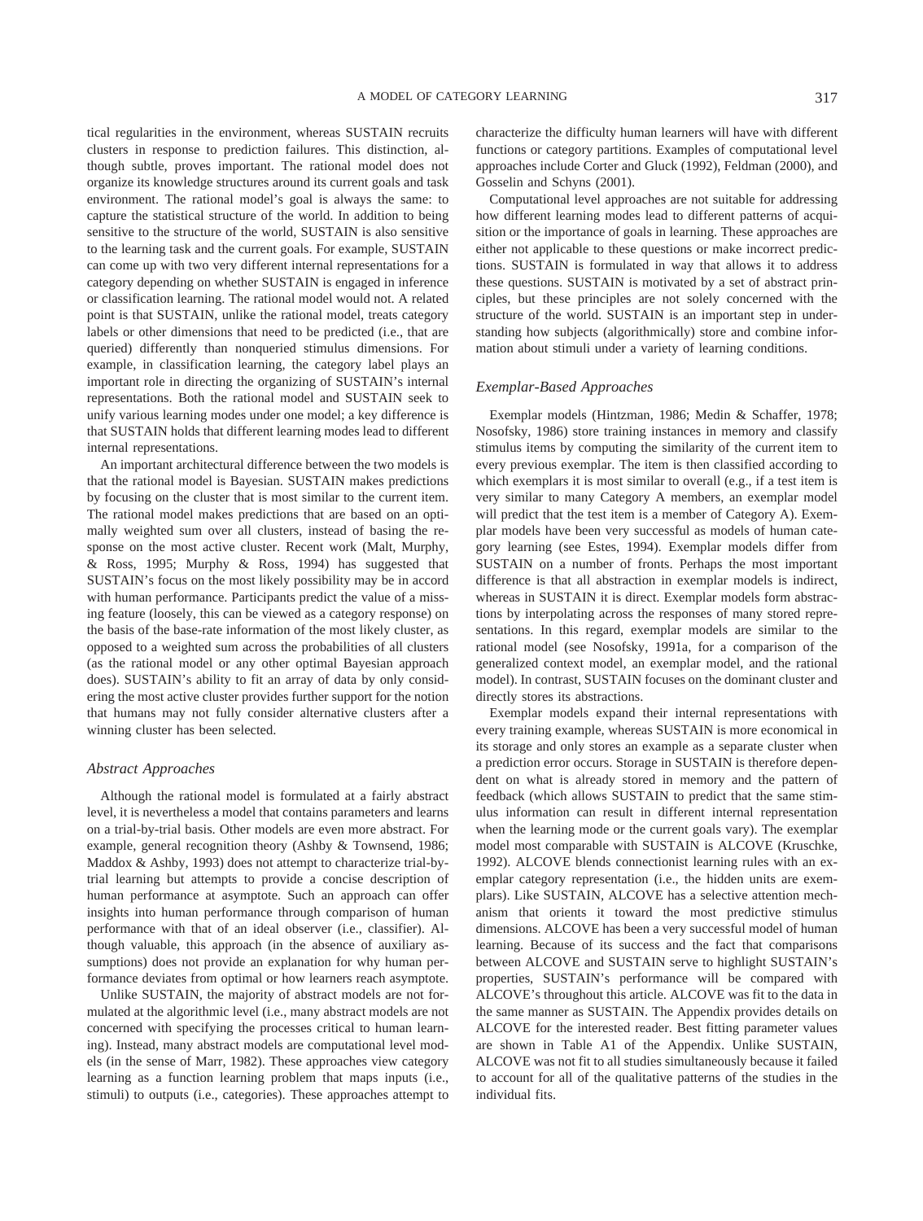tical regularities in the environment, whereas SUSTAIN recruits clusters in response to prediction failures. This distinction, although subtle, proves important. The rational model does not organize its knowledge structures around its current goals and task environment. The rational model's goal is always the same: to capture the statistical structure of the world. In addition to being sensitive to the structure of the world, SUSTAIN is also sensitive to the learning task and the current goals. For example, SUSTAIN can come up with two very different internal representations for a category depending on whether SUSTAIN is engaged in inference or classification learning. The rational model would not. A related point is that SUSTAIN, unlike the rational model, treats category labels or other dimensions that need to be predicted (i.e., that are queried) differently than nonqueried stimulus dimensions. For example, in classification learning, the category label plays an important role in directing the organizing of SUSTAIN's internal representations. Both the rational model and SUSTAIN seek to unify various learning modes under one model; a key difference is that SUSTAIN holds that different learning modes lead to different internal representations.

An important architectural difference between the two models is that the rational model is Bayesian. SUSTAIN makes predictions by focusing on the cluster that is most similar to the current item. The rational model makes predictions that are based on an optimally weighted sum over all clusters, instead of basing the response on the most active cluster. Recent work (Malt, Murphy, & Ross, 1995; Murphy & Ross, 1994) has suggested that SUSTAIN's focus on the most likely possibility may be in accord with human performance. Participants predict the value of a missing feature (loosely, this can be viewed as a category response) on the basis of the base-rate information of the most likely cluster, as opposed to a weighted sum across the probabilities of all clusters (as the rational model or any other optimal Bayesian approach does). SUSTAIN's ability to fit an array of data by only considering the most active cluster provides further support for the notion that humans may not fully consider alternative clusters after a winning cluster has been selected.

### *Abstract Approaches*

Although the rational model is formulated at a fairly abstract level, it is nevertheless a model that contains parameters and learns on a trial-by-trial basis. Other models are even more abstract. For example, general recognition theory (Ashby & Townsend, 1986; Maddox & Ashby, 1993) does not attempt to characterize trial-by-trial learning but attempts to provide a concise description of human performance at asymptote. Such an approach can offer insights into human performance through comparison of human performance with that of an ideal observer (i.e., classifier). Although valuable, this approach (in the absence of auxiliary assumptions) does not provide an explanation for why human performance deviates from optimal or how learners reach asymptote.

Unlike SUSTAIN, the majority of abstract models are not formulated at the algorithmic level (i.e., many abstract models are not concerned with specifying the processes critical to human learning). Instead, many abstract models are computational level models (in the sense of Marr, 1982). These approaches view category learning as a function learning problem that maps inputs (i.e., stimuli) to outputs (i.e., categories). These approaches attempt to characterize the difficulty human learners will have with different functions or category partitions. Examples of computational level approaches include Corter and Gluck (1992), Feldman (2000), and Gosselin and Schyns (2001).

Computational level approaches are not suitable for addressing how different learning modes lead to different patterns of acquisition or the importance of goals in learning. These approaches are either not applicable to these questions or make incorrect predictions. SUSTAIN is formulated in way that allows it to address these questions. SUSTAIN is motivated by a set of abstract principles, but these principles are not solely concerned with the structure of the world. SUSTAIN is an important step in understanding how subjects (algorithmically) store and combine information about stimuli under a variety of learning conditions.

### *Exemplar-Based Approaches*

Exemplar models (Hintzman, 1986; Medin & Schaffer, 1978; Nosofsky, 1986) store training instances in memory and classify stimulus items by computing the similarity of the current item to every previous exemplar. The item is then classified according to which exemplars it is most similar to overall (e.g., if a test item is very similar to many Category A members, an exemplar model will predict that the test item is a member of Category A). Exemplar models have been very successful as models of human category learning (see Estes, 1994). Exemplar models differ from SUSTAIN on a number of fronts. Perhaps the most important difference is that all abstraction in exemplar models is indirect, whereas in SUSTAIN it is direct. Exemplar models form abstractions by interpolating across the responses of many stored representations. In this regard, exemplar models are similar to the rational model (see Nosofsky, 1991a, for a comparison of the generalized context model, an exemplar model, and the rational model). In contrast, SUSTAIN focuses on the dominant cluster and directly stores its abstractions.

Exemplar models expand their internal representations with every training example, whereas SUSTAIN is more economical in its storage and only stores an example as a separate cluster when a prediction error occurs. Storage in SUSTAIN is therefore dependent on what is already stored in memory and the pattern of feedback (which allows SUSTAIN to predict that the same stimulus information can result in different internal representation when the learning mode or the current goals vary). The exemplar model most comparable with SUSTAIN is ALCOVE (Kruschke, 1992). ALCOVE blends connectionist learning rules with an exemplar category representation (i.e., the hidden units are exemplars). Like SUSTAIN, ALCOVE has a selective attention mechanism that orients it toward the most predictive stimulus dimensions. ALCOVE has been a very successful model of human learning. Because of its success and the fact that comparisons between ALCOVE and SUSTAIN serve to highlight SUSTAIN's properties, SUSTAIN's performance will be compared with ALCOVE's throughout this article. ALCOVE was fit to the data in the same manner as SUSTAIN. The Appendix provides details on ALCOVE for the interested reader. Best fitting parameter values are shown in Table A1 of the Appendix. Unlike SUSTAIN, ALCOVE was not fit to all studies simultaneously because it failed to account for all of the qualitative patterns of the studies in the individual fits.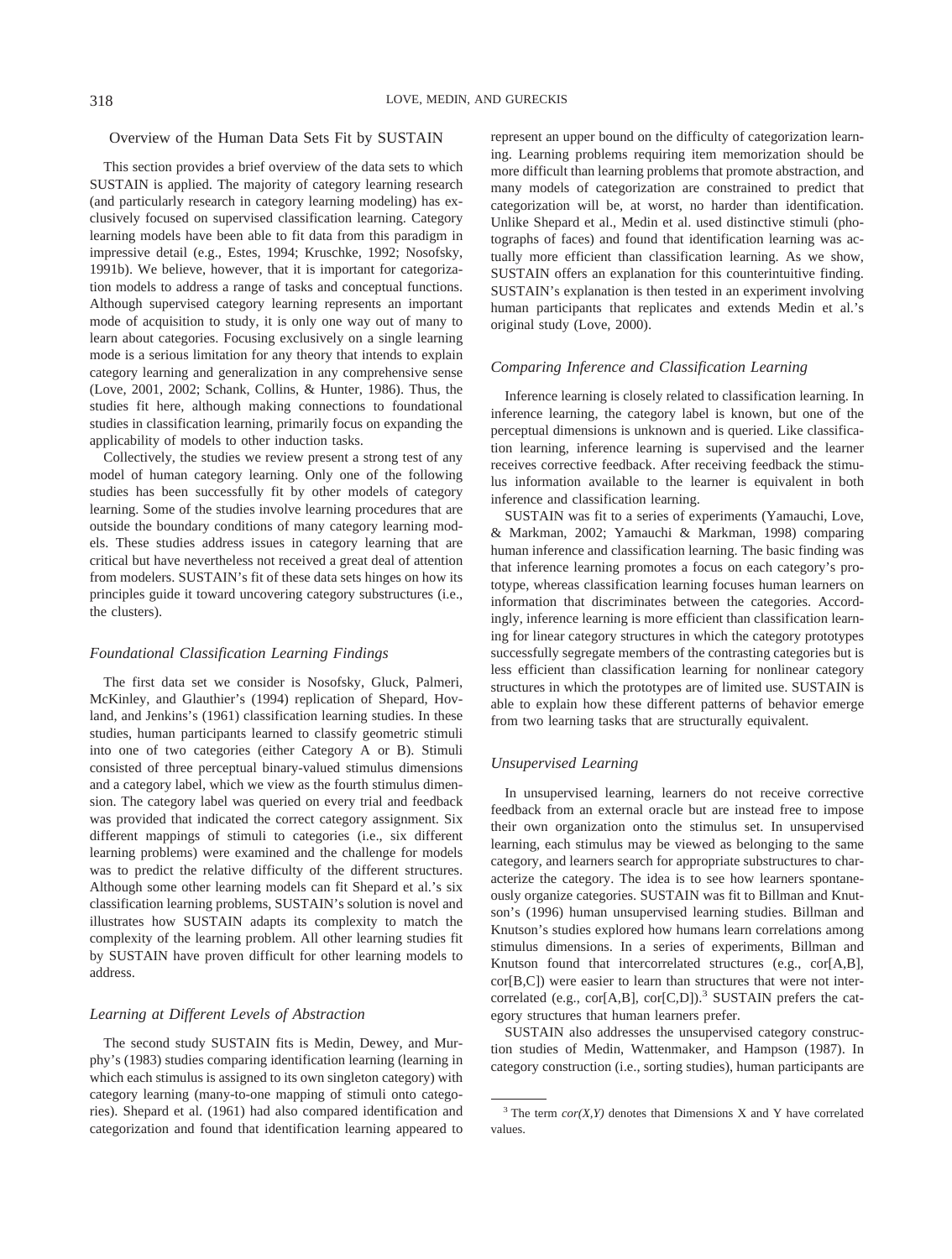## Overview of the Human Data Sets Fit by SUSTAIN

This section provides a brief overview of the data sets to which SUSTAIN is applied. The majority of category learning research (and particularly research in category learning modeling) has exclusively focused on supervised classification learning. Category learning models have been able to fit data from this paradigm in impressive detail (e.g., Estes, 1994; Kruschke, 1992; Nosofsky, 1991b). We believe, however, that it is important for categorization models to address a range of tasks and conceptual functions. Although supervised category learning represents an important mode of acquisition to study, it is only one way out of many to learn about categories. Focusing exclusively on a single learning mode is a serious limitation for any theory that intends to explain category learning and generalization in any comprehensive sense (Love, 2001, 2002; Schank, Collins, & Hunter, 1986). Thus, the studies fit here, although making connections to foundational studies in classification learning, primarily focus on expanding the applicability of models to other induction tasks.

Collectively, the studies we review present a strong test of any model of human category learning. Only one of the following studies has been successfully fit by other models of category learning. Some of the studies involve learning procedures that are outside the boundary conditions of many category learning models. These studies address issues in category learning that are critical but have nevertheless not received a great deal of attention from modelers. SUSTAIN's fit of these data sets hinges on how its principles guide it toward uncovering category substructures (i.e., the clusters).

### *Foundational Classification Learning Findings*

The first data set we consider is Nosofsky, Gluck, Palmeri, McKinley, and Glauthier's (1994) replication of Shepard, Hovland, and Jenkins's (1961) classification learning studies. In these studies, human participants learned to classify geometric stimuli into one of two categories (either Category A or B). Stimuli consisted of three perceptual binary-valued stimulus dimensions and a category label, which we view as the fourth stimulus dimension. The category label was queried on every trial and feedback was provided that indicated the correct category assignment. Six different mappings of stimuli to categories (i.e., six different learning problems) were examined and the challenge for models was to predict the relative difficulty of the different structures. Although some other learning models can fit Shepard et al.'s six classification learning problems, SUSTAIN's solution is novel and illustrates how SUSTAIN adapts its complexity to match the complexity of the learning problem. All other learning studies fit by SUSTAIN have proven difficult for other learning models to address.

### *Learning at Different Levels of Abstraction*

The second study SUSTAIN fits is Medin, Dewey, and Murphy's (1983) studies comparing identification learning (learning in which each stimulus is assigned to its own singleton category) with category learning (many-to-one mapping of stimuli onto categories). Shepard et al. (1961) had also compared identification and categorization and found that identification learning appeared to represent an upper bound on the difficulty of categorization learning. Learning problems requiring item memorization should be more difficult than learning problems that promote abstraction, and many models of categorization are constrained to predict that categorization will be, at worst, no harder than identification. Unlike Shepard et al., Medin et al. used distinctive stimuli (photographs of faces) and found that identification learning was actually more efficient than classification learning. As we show, SUSTAIN offers an explanation for this counterintuitive finding. SUSTAIN's explanation is then tested in an experiment involving human participants that replicates and extends Medin et al.'s original study (Love, 2000).

### *Comparing Inference and Classification Learning*

Inference learning is closely related to classification learning. In inference learning, the category label is known, but one of the perceptual dimensions is unknown and is queried. Like classification learning, inference learning is supervised and the learner receives corrective feedback. After receiving feedback the stimulus information available to the learner is equivalent in both inference and classification learning.

SUSTAIN was fit to a series of experiments (Yamauchi, Love, & Markman, 2002; Yamauchi & Markman, 1998) comparing human inference and classification learning. The basic finding was that inference learning promotes a focus on each category's prototype, whereas classification learning focuses human learners on information that discriminates between the categories. Accordingly, inference learning is more efficient than classification learning for linear category structures in which the category prototypes successfully segregate members of the contrasting categories but is less efficient than classification learning for nonlinear category structures in which the prototypes are of limited use. SUSTAIN is able to explain how these different patterns of behavior emerge from two learning tasks that are structurally equivalent.

### *Unsupervised Learning*

In unsupervised learning, learners do not receive corrective feedback from an external oracle but are instead free to impose their own organization onto the stimulus set. In unsupervised learning, each stimulus may be viewed as belonging to the same category, and learners search for appropriate substructures to characterize the category. The idea is to see how learners spontaneously organize categories. SUSTAIN was fit to Billman and Knutson's (1996) human unsupervised learning studies. Billman and Knutson's studies explored how humans learn correlations among stimulus dimensions. In a series of experiments, Billman and Knutson found that intercorrelated structures (e.g., cor[A,B], cor[B,C]) were easier to learn than structures that were not intercorrelated (e.g., cor[A,B], cor[C,D]).[3] SUSTAIN prefers the category structures that human learners prefer.

SUSTAIN also addresses the unsupervised category construction studies of Medin, Wattenmaker, and Hampson (1987). In category construction (i.e., sorting studies), human participants are

---

[3] The term *cor(X,Y)* denotes that Dimensions X and Y have correlated values.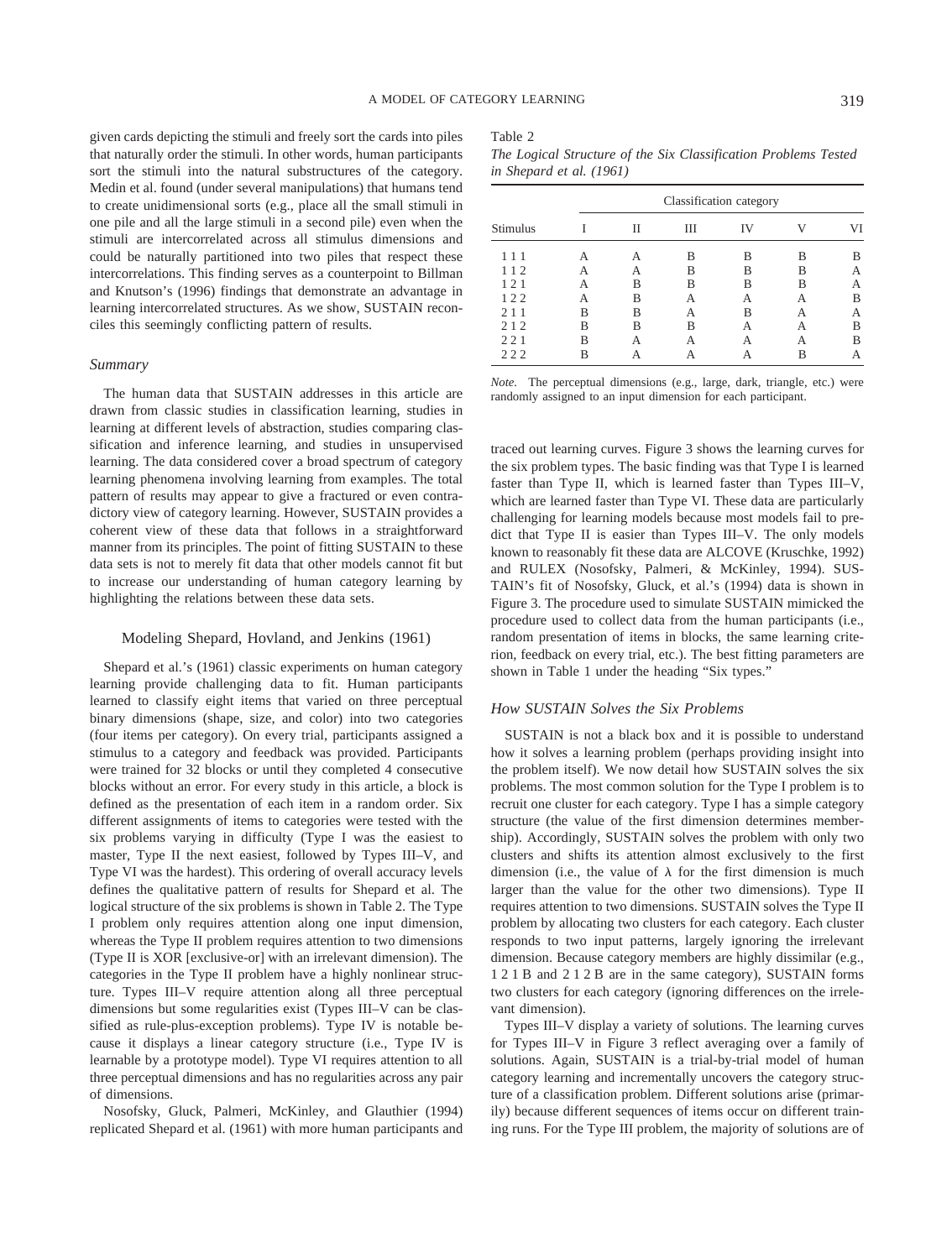given cards depicting the stimuli and freely sort the cards into piles that naturally order the stimuli. In other words, human participants sort the stimuli into the natural substructures of the category. Medin et al. found (under several manipulations) that humans tend to create unidimensional sorts (e.g., place all the small stimuli in one pile and all the large stimuli in a second pile) even when the stimuli are intercorrelated across all stimulus dimensions and could be naturally partitioned into two piles that respect these intercorrelations. This finding serves as a counterpoint to Billman and Knutson's (1996) findings that demonstrate an advantage in learning intercorrelated structures. As we show, SUSTAIN reconciles this seemingly conflicting pattern of results.

### *Summary*

The human data that SUSTAIN addresses in this article are drawn from classic studies in classification learning, studies in learning at different levels of abstraction, studies comparing classification and inference learning, and studies in unsupervised learning. The data considered cover a broad spectrum of category learning phenomena involving learning from examples. The total pattern of results may appear to give a fractured or even contradictory view of category learning. However, SUSTAIN provides a coherent view of these data that follows in a straightforward manner from its principles. The point of fitting SUSTAIN to these data sets is not to merely fit data that other models cannot fit but to increase our understanding of human category learning by highlighting the relations between these data sets.

## Modeling Shepard, Hovland, and Jenkins (1961)

Shepard et al.'s (1961) classic experiments on human category learning provide challenging data to fit. Human participants learned to classify eight items that varied on three perceptual binary dimensions (shape, size, and color) into two categories (four items per category). On every trial, participants assigned a stimulus to a category and feedback was provided. Participants were trained for 32 blocks or until they completed 4 consecutive blocks without an error. For every study in this article, a block is defined as the presentation of each item in a random order. Six different assignments of items to categories were tested with the six problems varying in difficulty (Type I was the easiest to master, Type II the next easiest, followed by Types III–V, and Type VI was the hardest). This ordering of overall accuracy levels defines the qualitative pattern of results for Shepard et al. The logical structure of the six problems is shown in Table 2. The Type I problem only requires attention along one input dimension, whereas the Type II problem requires attention to two dimensions (Type II is XOR [exclusive-or] with an irrelevant dimension). The categories in the Type II problem have a highly nonlinear structure. Types III–V require attention along all three perceptual dimensions but some regularities exist (Types III–V can be classified as rule-plus-exception problems). Type IV is notable because it displays a linear category structure (i.e., Type IV is learnable by a prototype model). Type VI requires attention to all three perceptual dimensions and has no regularities across any pair of dimensions.

Nosofsky, Gluck, Palmeri, McKinley, and Glauthier (1994) replicated Shepard et al. (1961) with more human participants and traced out learning curves. Figure 3 shows the learning curves for the six problem types. The basic finding was that Type I is learned faster than Type II, which is learned faster than Types III–V, which are learned faster than Type VI. These data are particularly challenging for learning models because most models fail to predict that Type II is easier than Types III–V. The only models known to reasonably fit these data are ALCOVE (Kruschke, 1992) and RULEX (Nosofsky, Palmeri, & McKinley, 1994). SUSTAIN's fit of Nosofsky, Gluck, et al.'s (1994) data is shown in Figure 3. The procedure used to simulate SUSTAIN mimicked the procedure used to collect data from the human participants (i.e., random presentation of items in blocks, the same learning criterion, feedback on every trial, etc.). The best fitting parameters are shown in Table 1 under the heading "Six types."

Table 2
*The Logical Structure of the Six Classification Problems Tested in Shepard et al. (1961)*

| Stimulus | Classification category I | II | III | IV | V | VI |
|---|---|---|---|---|---|---|
| 1 1 1 | A | A | B | B | B | B |
| 1 1 2 | A | A | B | B | B | A |
| 1 2 1 | A | B | B | B | B | A |
| 1 2 2 | A | B | A | A | A | B |
| 2 1 1 | B | B | A | B | A | A |
| 2 1 2 | B | B | B | A | A | B |
| 2 2 1 | B | A | A | A | A | B |
| 2 2 2 | B | A | A | A | B | A |

*Note.* The perceptual dimensions (e.g., large, dark, triangle, etc.) were randomly assigned to an input dimension for each participant.

### *How SUSTAIN Solves the Six Problems*

SUSTAIN is not a black box and it is possible to understand how it solves a learning problem (perhaps providing insight into the problem itself). We now detail how SUSTAIN solves the six problems. The most common solution for the Type I problem is to recruit one cluster for each category. Type I has a simple category structure (the value of the first dimension determines membership). Accordingly, SUSTAIN solves the problem with only two clusters and shifts its attention almost exclusively to the first dimension (i.e., the value of $\lambda$ for the first dimension is much larger than the value for the other two dimensions). Type II requires attention to two dimensions. SUSTAIN solves the Type II problem by allocating two clusters for each category. Each cluster responds to two input patterns, largely ignoring the irrelevant dimension. Because category members are highly dissimilar (e.g., 1 2 1 B and 2 1 2 B are in the same category), SUSTAIN forms two clusters for each category (ignoring differences on the irrelevant dimension).

Types III–V display a variety of solutions. The learning curves for Types III–V in Figure 3 reflect averaging over a family of solutions. Again, SUSTAIN is a trial-by-trial model of human category learning and incrementally uncovers the category structure of a classification problem. Different solutions arise (primarily) because different sequences of items occur on different training runs. For the Type III problem, the majority of solutions are of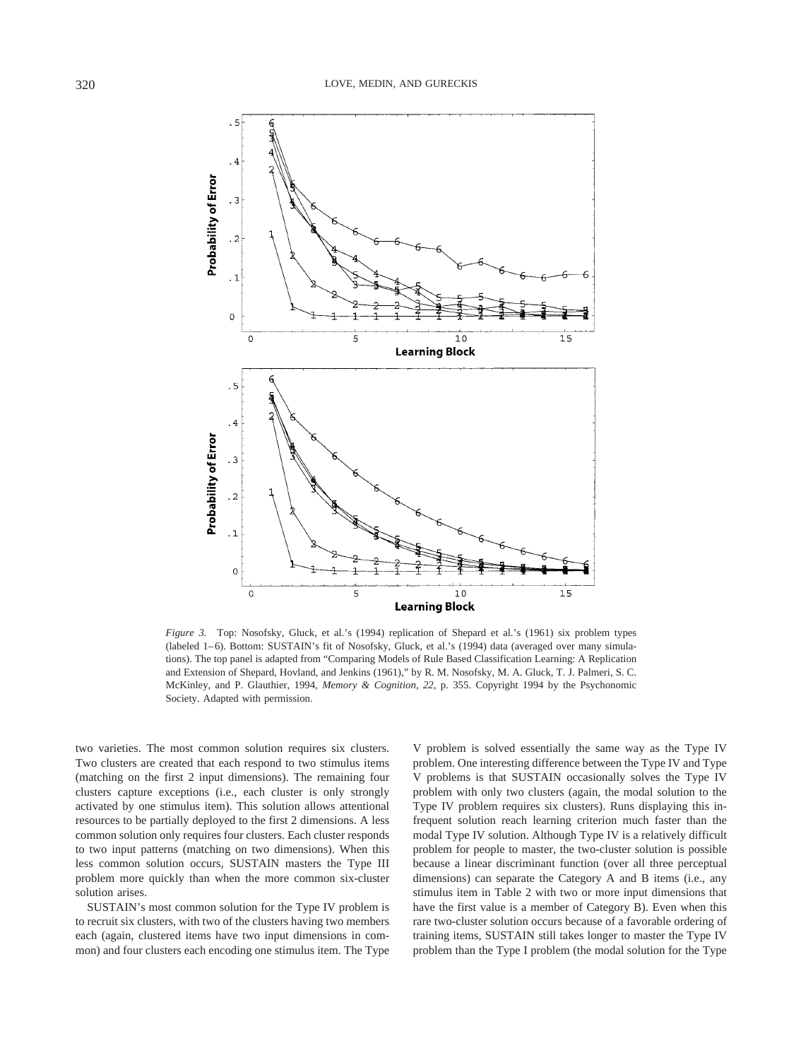*Figure 3.* Top: Nosofsky, Gluck, et al.'s (1994) replication of Shepard et al.'s (1961) six problem types (labeled 1–6). Bottom: SUSTAIN's fit of Nosofsky, Gluck, et al.'s (1994) data (averaged over many simulations). The top panel is adapted from "Comparing Models of Rule Based Classification Learning: A Replication and Extension of Shepard, Hovland, and Jenkins (1961)," by R. M. Nosofsky, M. A. Gluck, T. J. Palmeri, S. C. McKinley, and P. Glauthier, 1994, *Memory & Cognition*, *22*, p. 355. Copyright 1994 by the Psychonomic Society. Adapted with permission.

two varieties. The most common solution requires six clusters. Two clusters are created that each respond to two stimulus items (matching on the first 2 input dimensions). The remaining four clusters capture exceptions (i.e., each cluster is only strongly activated by one stimulus item). This solution allows attentional resources to be partially deployed to the first 2 dimensions. A less common solution only requires four clusters. Each cluster responds to two input patterns (matching on two dimensions). When this less common solution occurs, SUSTAIN masters the Type III problem more quickly than when the more common six-cluster solution arises.

SUSTAIN's most common solution for the Type IV problem is to recruit six clusters, with two of the clusters having two members each (again, clustered items have two input dimensions in common) and four clusters each encoding one stimulus item. The Type V problem is solved essentially the same way as the Type IV problem. One interesting difference between the Type IV and Type V problems is that SUSTAIN occasionally solves the Type IV problem with only two clusters (again, the modal solution to the Type IV problem requires six clusters). Runs displaying this infrequent solution reach learning criterion much faster than the modal Type IV solution. Although Type IV is a relatively difficult problem for people to master, the two-cluster solution is possible because a linear discriminant function (over all three perceptual dimensions) can separate the Category A and B items (i.e., any stimulus item in Table 2 with two or more input dimensions that have the first value is a member of Category B). Even when this rare two-cluster solution occurs because of a favorable ordering of training items, SUSTAIN still takes longer to master the Type IV problem than the Type I problem (the modal solution for the Type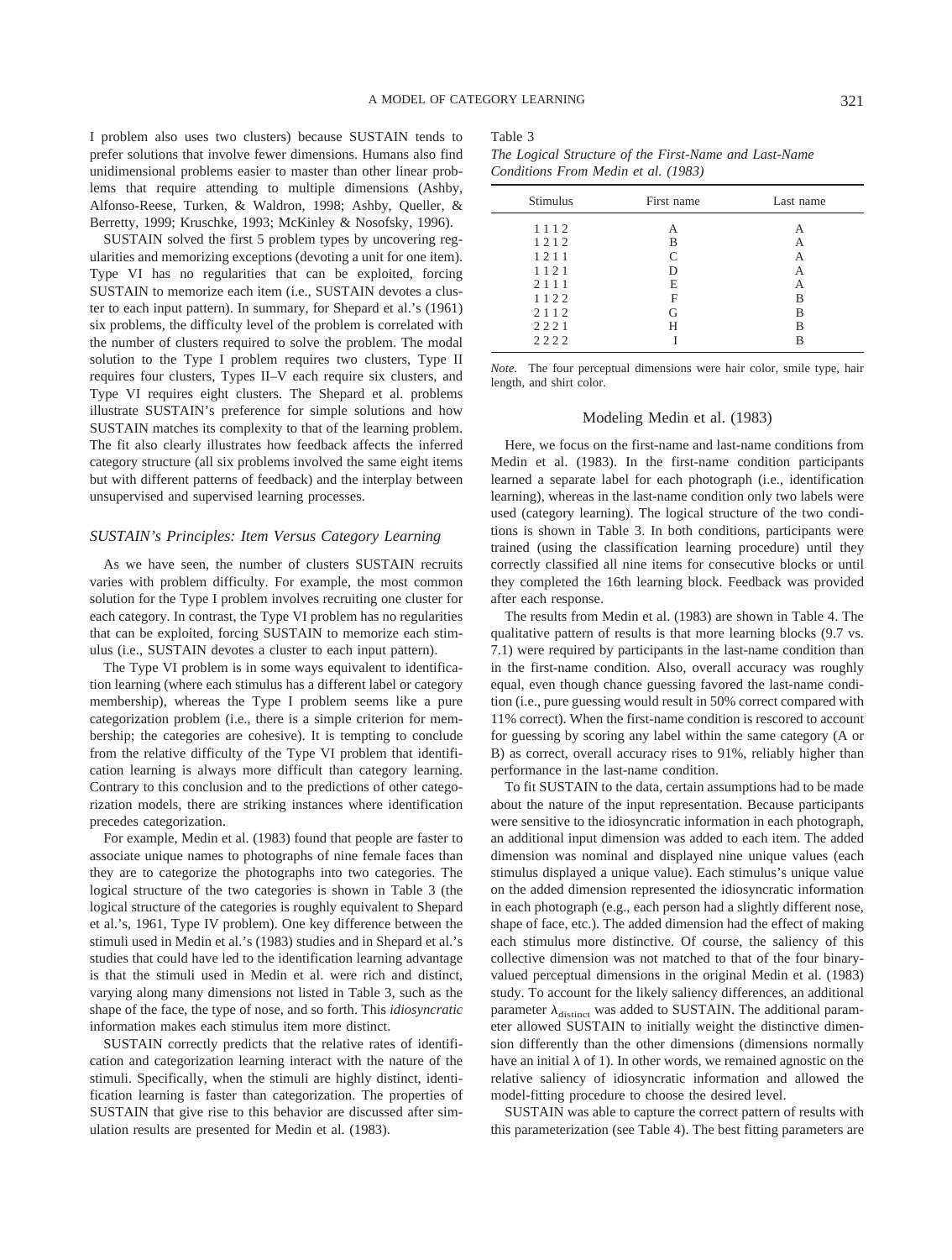I problem also uses two clusters) because SUSTAIN tends to prefer solutions that involve fewer dimensions. Humans also find unidimensional problems easier to master than other linear problems that require attending to multiple dimensions (Ashby, Alfonso-Reese, Turken, & Waldron, 1998; Ashby, Queller, & Berretty, 1999; Kruschke, 1993; McKinley & Nosofsky, 1996).

SUSTAIN solved the first 5 problem types by uncovering regularities and memorizing exceptions (devoting a unit for one item). Type VI has no regularities that can be exploited, forcing SUSTAIN to memorize each item (i.e., SUSTAIN devotes a cluster to each input pattern). In summary, for Shepard et al.'s (1961) six problems, the difficulty level of the problem is correlated with the number of clusters required to solve the problem. The modal solution to the Type I problem requires two clusters, Type II requires four clusters, Types II–V each require six clusters, and Type VI requires eight clusters. The Shepard et al. problems illustrate SUSTAIN's preference for simple solutions and how SUSTAIN matches its complexity to that of the learning problem. The fit also clearly illustrates how feedback affects the inferred category structure (all six problems involved the same eight items but with different patterns of feedback) and the interplay between unsupervised and supervised learning processes.

### *SUSTAIN's Principles: Item Versus Category Learning*

As we have seen, the number of clusters SUSTAIN recruits varies with problem difficulty. For example, the most common solution for the Type I problem involves recruiting one cluster for each category. In contrast, the Type VI problem has no regularities that can be exploited, forcing SUSTAIN to memorize each stimulus (i.e., SUSTAIN devotes a cluster to each input pattern).

The Type VI problem is in some ways equivalent to identification learning (where each stimulus has a different label or category membership), whereas the Type I problem seems like a pure categorization problem (i.e., there is a simple criterion for membership; the categories are cohesive). It is tempting to conclude from the relative difficulty of the Type VI problem that identification learning is always more difficult than category learning. Contrary to this conclusion and to the predictions of other categorization models, there are striking instances where identification precedes categorization.

For example, Medin et al. (1983) found that people are faster to associate unique names to photographs of nine female faces than they are to categorize the photographs into two categories. The logical structure of the two categories is shown in Table 3 (the logical structure of the categories is roughly equivalent to Shepard et al.'s, 1961, Type IV problem). One key difference between the stimuli used in Medin et al.'s (1983) studies and in Shepard et al.'s studies that could have led to the identification learning advantage is that the stimuli used in Medin et al. were rich and distinct, varying along many dimensions not listed in Table 3, such as the shape of the face, the type of nose, and so forth. This *idiosyncratic* information makes each stimulus item more distinct.

SUSTAIN correctly predicts that the relative rates of identification and categorization learning interact with the nature of the stimuli. Specifically, when the stimuli are highly distinct, identification learning is faster than categorization. The properties of SUSTAIN that give rise to this behavior are discussed after simulation results are presented for Medin et al. (1983).

Table 3
*The Logical Structure of the First-Name and Last-Name Conditions From Medin et al. (1983)*

| Stimulus | First name | Last name |
|---|---|---|
| 1 1 1 2 | A | A |
| 1 2 1 2 | B | A |
| 1 2 1 1 | C | A |
| 1 1 2 1 | D | A |
| 2 1 1 1 | E | A |
| 1 1 2 2 | F | B |
| 2 1 1 2 | G | B |
| 2 2 2 1 | H | B |
| 2 2 2 2 | I | B |

*Note.* The four perceptual dimensions were hair color, smile type, hair length, and shirt color.

## Modeling Medin et al. (1983)

Here, we focus on the first-name and last-name conditions from Medin et al. (1983). In the first-name condition participants learned a separate label for each photograph (i.e., identification learning), whereas in the last-name condition only two labels were used (category learning). The logical structure of the two conditions is shown in Table 3. In both conditions, participants were trained (using the classification learning procedure) until they correctly classified all nine items for consecutive blocks or until they completed the 16th learning block. Feedback was provided after each response.

The results from Medin et al. (1983) are shown in Table 4. The qualitative pattern of results is that more learning blocks (9.7 vs. 7.1) were required by participants in the last-name condition than in the first-name condition. Also, overall accuracy was roughly equal, even though chance guessing favored the last-name condition (i.e., pure guessing would result in 50% correct compared with 11% correct). When the first-name condition is rescored to account for guessing by scoring any label within the same category (A or B) as correct, overall accuracy rises to 91%, reliably higher than performance in the last-name condition.

To fit SUSTAIN to the data, certain assumptions had to be made about the nature of the input representation. Because participants were sensitive to the idiosyncratic information in each photograph, an additional input dimension was added to each item. The added dimension was nominal and displayed nine unique values (each stimulus displayed a unique value). Each stimulus's unique value on the added dimension represented the idiosyncratic information in each photograph (e.g., each person had a slightly different nose, shape of face, etc.). The added dimension had the effect of making each stimulus more distinctive. Of course, the saliency of this collective dimension was not matched to that of the four binary-valued perceptual dimensions in the original Medin et al. (1983) study. To account for the likely saliency differences, an additional parameter $\lambda_{distinct}$ was added to SUSTAIN. The additional parameter allowed SUSTAIN to initially weight the distinctive dimension differently than the other dimensions (dimensions normally have an initial $\lambda$ of 1). In other words, we remained agnostic on the relative saliency of idiosyncratic information and allowed the model-fitting procedure to choose the desired level.

SUSTAIN was able to capture the correct pattern of results with this parameterization (see Table 4). The best fitting parameters are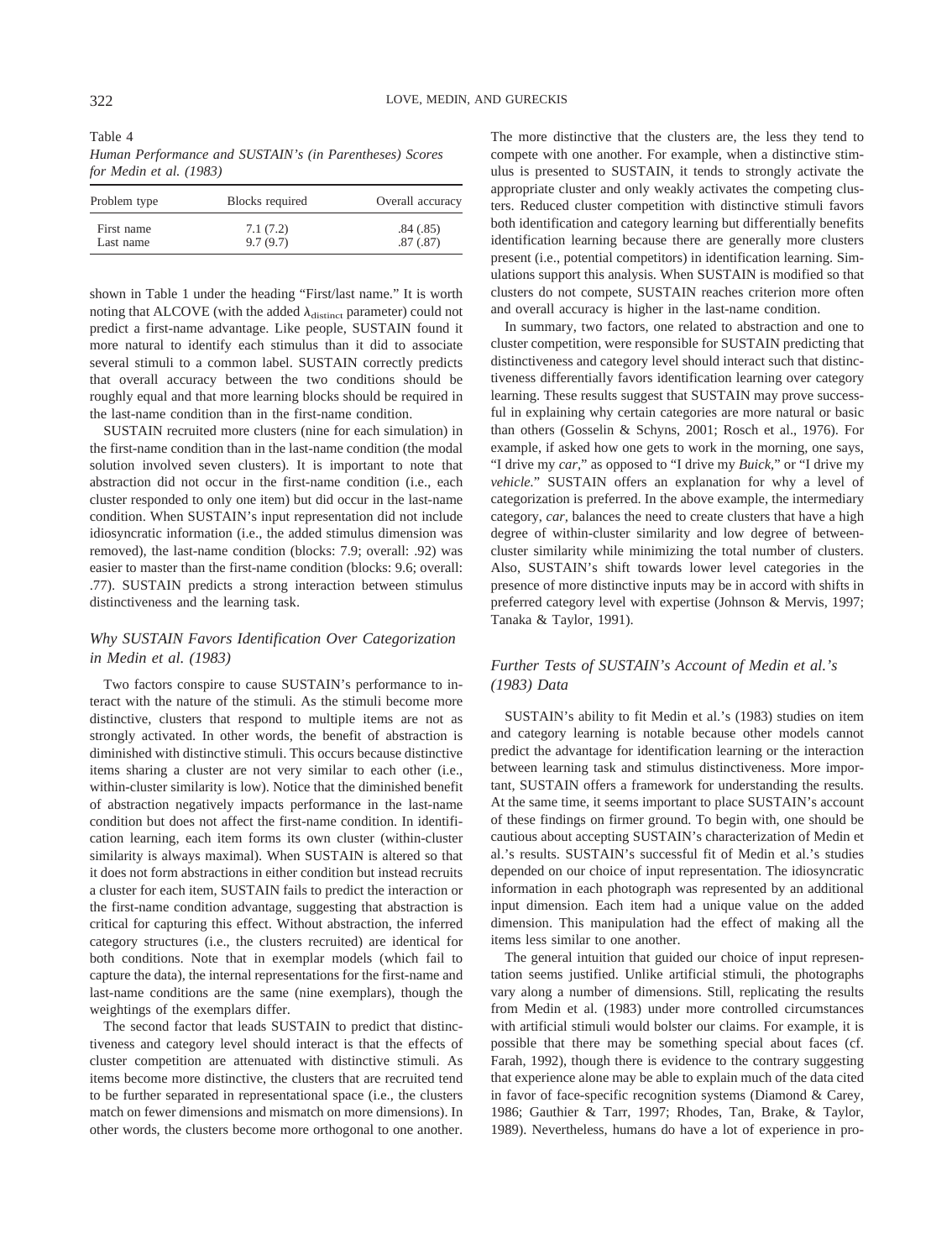Table 4
*Human Performance and SUSTAIN's (in Parentheses) Scores for Medin et al. (1983)*

| Problem type | Blocks required | Overall accuracy |
|---|---|---|
| First name | 7.1 (7.2) | .84 (.85) |
| Last name | 9.7 (9.7) | .87 (.87) |

shown in Table 1 under the heading "First/last name." It is worth noting that ALCOVE (with the added $\lambda_{distinct}$ parameter) could not predict a first-name advantage. Like people, SUSTAIN found it more natural to identify each stimulus than it did to associate several stimuli to a common label. SUSTAIN correctly predicts that overall accuracy between the two conditions should be roughly equal and that more learning blocks should be required in the last-name condition than in the first-name condition.

SUSTAIN recruited more clusters (nine for each simulation) in the first-name condition than in the last-name condition (the modal solution involved seven clusters). It is important to note that abstraction did not occur in the first-name condition (i.e., each cluster responded to only one item) but did occur in the last-name condition. When SUSTAIN's input representation did not include idiosyncratic information (i.e., the added stimulus dimension was removed), the last-name condition (blocks: 7.9; overall: .92) was easier to master than the first-name condition (blocks: 9.6; overall: .77). SUSTAIN predicts a strong interaction between stimulus distinctiveness and the learning task.

## *Why SUSTAIN Favors Identification Over Categorization in Medin et al. (1983)*

Two factors conspire to cause SUSTAIN's performance to interact with the nature of the stimuli. As the stimuli become more distinctive, clusters that respond to multiple items are not as strongly activated. In other words, the benefit of abstraction is diminished with distinctive stimuli. This occurs because distinctive items sharing a cluster are not very similar to each other (i.e., within-cluster similarity is low). Notice that the diminished benefit of abstraction negatively impacts performance in the last-name condition but does not affect the first-name condition. In identification learning, each item forms its own cluster (within-cluster similarity is always maximal). When SUSTAIN is altered so that it does not form abstractions in either condition but instead recruits a cluster for each item, SUSTAIN fails to predict the interaction or the first-name condition advantage, suggesting that abstraction is critical for capturing this effect. Without abstraction, the inferred category structures (i.e., the clusters recruited) are identical for both conditions. Note that in exemplar models (which fail to capture the data), the internal representations for the first-name and last-name conditions are the same (nine exemplars), though the weightings of the exemplars differ.

The second factor that leads SUSTAIN to predict that distinctiveness and category level should interact is that the effects of cluster competition are attenuated with distinctive stimuli. As items become more distinctive, the clusters that are recruited tend to be further separated in representational space (i.e., the clusters match on fewer dimensions and mismatch on more dimensions). In other words, the clusters become more orthogonal to one another. The more distinctive that the clusters are, the less they tend to compete with one another. For example, when a distinctive stimulus is presented to SUSTAIN, it tends to strongly activate the appropriate cluster and only weakly activates the competing clusters. Reduced cluster competition with distinctive stimuli favors both identification and category learning but differentially benefits identification learning because there are generally more clusters present (i.e., potential competitors) in identification learning. Simulations support this analysis. When SUSTAIN is modified so that clusters do not compete, SUSTAIN reaches criterion more often and overall accuracy is higher in the last-name condition.

In summary, two factors, one related to abstraction and one to cluster competition, were responsible for SUSTAIN predicting that distinctiveness and category level should interact such that distinctiveness differentially favors identification learning over category learning. These results suggest that SUSTAIN may prove successful in explaining why certain categories are more natural or basic than others (Gosselin & Schyns, 2001; Rosch et al., 1976). For example, if asked how one gets to work in the morning, one says, "I drive my *car*," as opposed to "I drive my *Buick*," or "I drive my *vehicle*." SUSTAIN offers an explanation for why a level of categorization is preferred. In the above example, the intermediary category, *car*, balances the need to create clusters that have a high degree of within-cluster similarity and low degree of between-cluster similarity while minimizing the total number of clusters. Also, SUSTAIN's shift towards lower level categories in the presence of more distinctive inputs may be in accord with shifts in preferred category level with expertise (Johnson & Mervis, 1997; Tanaka & Taylor, 1991).

## *Further Tests of SUSTAIN's Account of Medin et al.'s (1983) Data*

SUSTAIN's ability to fit Medin et al.'s (1983) studies on item and category learning is notable because other models cannot predict the advantage for identification learning or the interaction between learning task and stimulus distinctiveness. More important, SUSTAIN offers a framework for understanding the results. At the same time, it seems important to place SUSTAIN's account of these findings on firmer ground. To begin with, one should be cautious about accepting SUSTAIN's characterization of Medin et al.'s results. SUSTAIN's successful fit of Medin et al.'s studies depended on our choice of input representation. The idiosyncratic information in each photograph was represented by an additional input dimension. Each item had a unique value on the added dimension. This manipulation had the effect of making all the items less similar to one another.

The general intuition that guided our choice of input representation seems justified. Unlike artificial stimuli, the photographs vary along a number of dimensions. Still, replicating the results from Medin et al. (1983) under more controlled circumstances with artificial stimuli would bolster our claims. For example, it is possible that there may be something special about faces (cf. Farah, 1992), though there is evidence to the contrary suggesting that experience alone may be able to explain much of the data cited in favor of face-specific recognition systems (Diamond & Carey, 1986; Gauthier & Tarr, 1997; Rhodes, Tan, Brake, & Taylor, 1989). Nevertheless, humans do have a lot of experience in pro-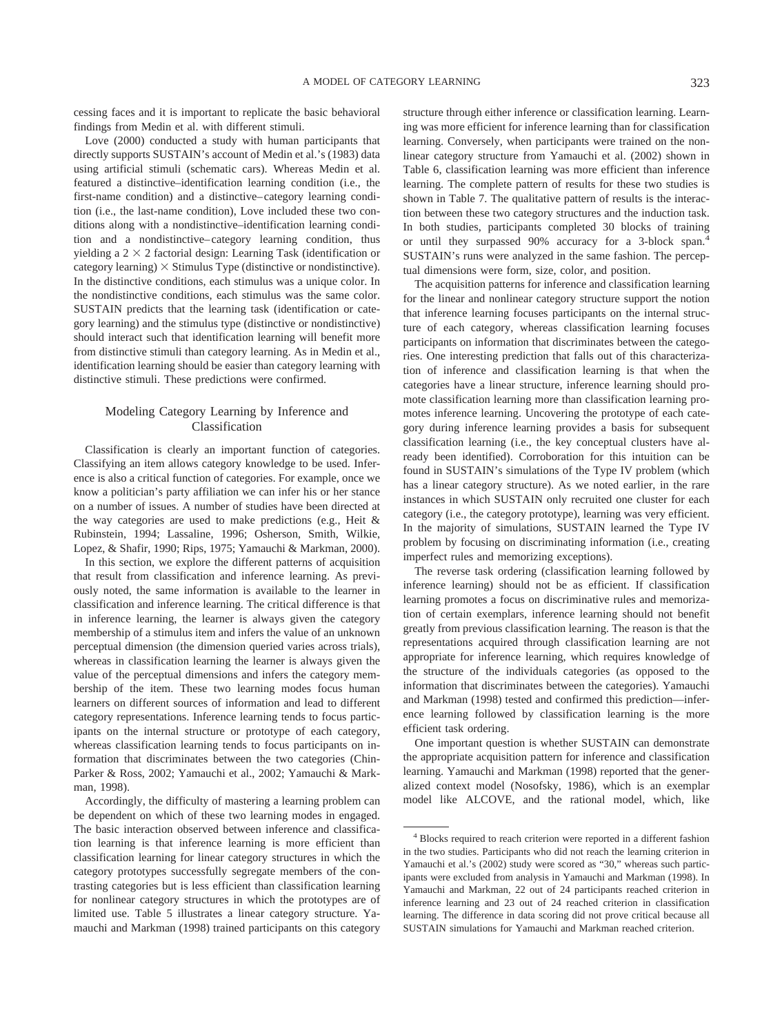cessing faces and it is important to replicate the basic behavioral findings from Medin et al. with different stimuli.

Love (2000) conducted a study with human participants that directly supports SUSTAIN's account of Medin et al.'s (1983) data using artificial stimuli (schematic cars). Whereas Medin et al. featured a distinctive–identification learning condition (i.e., the first-name condition) and a distinctive–category learning condition (i.e., the last-name condition), Love included these two conditions along with a nondistinctive–identification learning condition and a nondistinctive–category learning condition, thus yielding a 2 × 2 factorial design: Learning Task (identification or category learning) × Stimulus Type (distinctive or nondistinctive). In the distinctive conditions, each stimulus was a unique color. In the nondistinctive conditions, each stimulus was the same color. SUSTAIN predicts that the learning task (identification or category learning) and the stimulus type (distinctive or nondistinctive) should interact such that identification learning will benefit more from distinctive stimuli than category learning. As in Medin et al., identification learning should be easier than category learning with distinctive stimuli. These predictions were confirmed.

## Modeling Category Learning by Inference and Classification

Classification is clearly an important function of categories. Classifying an item allows category knowledge to be used. Inference is also a critical function of categories. For example, once we know a politician's party affiliation we can infer his or her stance on a number of issues. A number of studies have been directed at the way categories are used to make predictions (e.g., Heit & Rubinstein, 1994; Lassaline, 1996; Osherson, Smith, Wilkie, Lopez, & Shafir, 1990; Rips, 1975; Yamauchi & Markman, 2000).

In this section, we explore the different patterns of acquisition that result from classification and inference learning. As previously noted, the same information is available to the learner in classification and inference learning. The critical difference is that in inference learning, the learner is always given the category membership of a stimulus item and infers the value of an unknown perceptual dimension (the dimension queried varies across trials), whereas in classification learning the learner is always given the value of the perceptual dimensions and infers the category membership of the item. These two learning modes focus human learners on different sources of information and lead to different category representations. Inference learning tends to focus participants on the internal structure or prototype of each category, whereas classification learning tends to focus participants on information that discriminates between the two categories (Chin-Parker & Ross, 2002; Yamauchi et al., 2002; Yamauchi & Markman, 1998).

Accordingly, the difficulty of mastering a learning problem can be dependent on which of these two learning modes in engaged. The basic interaction observed between inference and classification learning is that inference learning is more efficient than classification learning for linear category structures in which the category prototypes successfully segregate members of the contrasting categories but is less efficient than classification learning for nonlinear category structures in which the prototypes are of limited use. Table 5 illustrates a linear category structure. Yamauchi and Markman (1998) trained participants on this category structure through either inference or classification learning. Learning was more efficient for inference learning than for classification learning. Conversely, when participants were trained on the nonlinear category structure from Yamauchi et al. (2002) shown in Table 6, classification learning was more efficient than inference learning. The complete pattern of results for these two studies is shown in Table 7. The qualitative pattern of results is the interaction between these two category structures and the induction task. In both studies, participants completed 30 blocks of training or until they surpassed 90% accuracy for a 3-block span.[4] SUSTAIN's runs were analyzed in the same fashion. The perceptual dimensions were form, size, color, and position.

The acquisition patterns for inference and classification learning for the linear and nonlinear category structure support the notion that inference learning focuses participants on the internal structure of each category, whereas classification learning focuses participants on information that discriminates between the categories. One interesting prediction that falls out of this characterization of inference and classification learning is that when the categories have a linear structure, inference learning should promote classification learning more than classification learning promotes inference learning. Uncovering the prototype of each category during inference learning provides a basis for subsequent classification learning (i.e., the key conceptual clusters have already been identified). Corroboration for this intuition can be found in SUSTAIN's simulations of the Type IV problem (which has a linear category structure). As we noted earlier, in the rare instances in which SUSTAIN only recruited one cluster for each category (i.e., the category prototype), learning was very efficient. In the majority of simulations, SUSTAIN learned the Type IV problem by focusing on discriminating information (i.e., creating imperfect rules and memorizing exceptions).

The reverse task ordering (classification learning followed by inference learning) should not be as efficient. If classification learning promotes a focus on discriminative rules and memorization of certain exemplars, inference learning should not benefit greatly from previous classification learning. The reason is that the representations acquired through classification learning are not appropriate for inference learning, which requires knowledge of the structure of the individuals categories (as opposed to the information that discriminates between the categories). Yamauchi and Markman (1998) tested and confirmed this prediction—inference learning followed by classification learning is the more efficient task ordering.

One important question is whether SUSTAIN can demonstrate the appropriate acquisition pattern for inference and classification learning. Yamauchi and Markman (1998) reported that the generalized context model (Nosofsky, 1986), which is an exemplar model like ALCOVE, and the rational model, which, like

[4] Blocks required to reach criterion were reported in a different fashion in the two studies. Participants who did not reach the learning criterion in Yamauchi et al.'s (2002) study were scored as "30," whereas such participants were excluded from analysis in Yamauchi and Markman (1998). In Yamauchi and Markman, 22 out of 24 participants reached criterion in inference learning and 23 out of 24 reached criterion in classification learning. The difference in data scoring did not prove critical because all SUSTAIN simulations for Yamauchi and Markman reached criterion.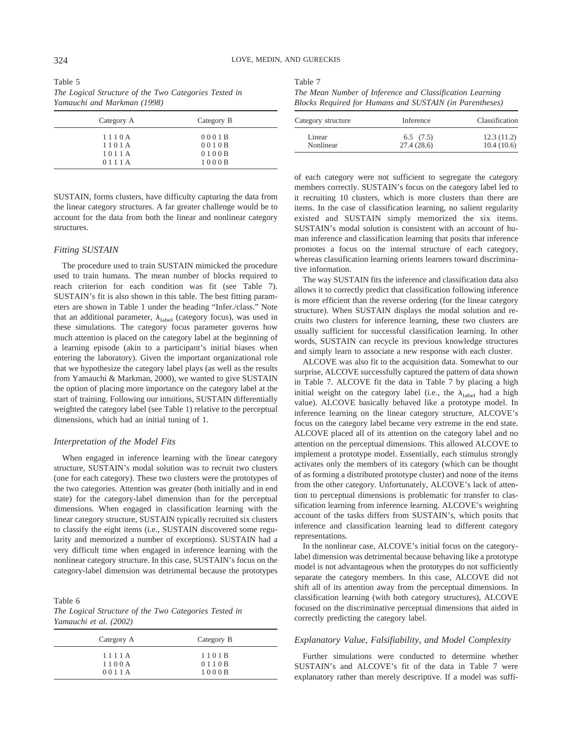Table 5
*The Logical Structure of the Two Categories Tested in Yamauchi and Markman (1998)*

| Category A | Category B |
|---|---|
| 1 1 1 0 A | 0 0 0 1 B |
| 1 1 0 1 A | 0 0 1 0 B |
| 1 0 1 1 A | 0 1 0 0 B |
| 0 1 1 1 A | 1 0 0 0 B |

SUSTAIN, forms clusters, have difficulty capturing the data from the linear category structures. A far greater challenge would be to account for the data from both the linear and nonlinear category structures.

### *Fitting SUSTAIN*

The procedure used to train SUSTAIN mimicked the procedure used to train humans. The mean number of blocks required to reach criterion for each condition was fit (see Table 7). SUSTAIN's fit is also shown in this table. The best fitting parameters are shown in Table 1 under the heading "Infer./class." Note that an additional parameter, $\lambda_{label}$ (category focus), was used in these simulations. The category focus parameter governs how much attention is placed on the category label at the beginning of a learning episode (akin to a participant's initial biases when entering the laboratory). Given the important organizational role that we hypothesize the category label plays (as well as the results from Yamauchi & Markman, 2000), we wanted to give SUSTAIN the option of placing more importance on the category label at the start of training. Following our intuitions, SUSTAIN differentially weighted the category label (see Table 1) relative to the perceptual dimensions, which had an initial tuning of 1.

### *Interpretation of the Model Fits*

When engaged in inference learning with the linear category structure, SUSTAIN's modal solution was to recruit two clusters (one for each category). These two clusters were the prototypes of the two categories. Attention was greater (both initially and in end state) for the category-label dimension than for the perceptual dimensions. When engaged in classification learning with the linear category structure, SUSTAIN typically recruited six clusters to classify the eight items (i.e., SUSTAIN discovered some regularity and memorized a number of exceptions). SUSTAIN had a very difficult time when engaged in inference learning with the nonlinear category structure. In this case, SUSTAIN's focus on the category-label dimension was detrimental because the prototypes of each category were not sufficient to segregate the category members correctly. SUSTAIN's focus on the category label led to it recruiting 10 clusters, which is more clusters than there are items. In the case of classification learning, no salient regularity existed and SUSTAIN simply memorized the six items. SUSTAIN's modal solution is consistent with an account of human inference and classification learning that posits that inference promotes a focus on the internal structure of each category, whereas classification learning orients learners toward discriminative information.

Table 6
*The Logical Structure of the Two Categories Tested in Yamauchi et al. (2002)*

| Category A | Category B |
|---|---|
| 1 1 1 1 A | 1 1 0 1 B |
| 1 1 0 0 A | 0 1 1 0 B |
| 0 0 1 1 A | 1 0 0 0 B |

Table 7
*The Mean Number of Inference and Classification Learning Blocks Required for Humans and SUSTAIN (in Parentheses)*

| Category structure | Inference | Classification |
|---|---|---|
| Linear | 6.5 (7.5) | 12.3 (11.2) |
| Nonlinear | 27.4 (28.6) | 10.4 (10.6) |

The way SUSTAIN fits the inference and classification data also allows it to correctly predict that classification following inference is more efficient than the reverse ordering (for the linear category structure). When SUSTAIN displays the modal solution and recruits two clusters for inference learning, these two clusters are usually sufficient for successful classification learning. In other words, SUSTAIN can recycle its previous knowledge structures and simply learn to associate a new response with each cluster.

ALCOVE was also fit to the acquisition data. Somewhat to our surprise, ALCOVE successfully captured the pattern of data shown in Table 7. ALCOVE fit the data in Table 7 by placing a high initial weight on the category label (i.e., the $\lambda_{label}$ had a high value). ALCOVE basically behaved like a prototype model. In inference learning on the linear category structure, ALCOVE's focus on the category label became very extreme in the end state. ALCOVE placed all of its attention on the category label and no attention on the perceptual dimensions. This allowed ALCOVE to implement a prototype model. Essentially, each stimulus strongly activates only the members of its category (which can be thought of as forming a distributed prototype cluster) and none of the items from the other category. Unfortunately, ALCOVE's lack of attention to perceptual dimensions is problematic for transfer to classification learning from inference learning. ALCOVE's weighting account of the tasks differs from SUSTAIN's, which posits that inference and classification learning lead to different category representations.

In the nonlinear case, ALCOVE's initial focus on the category-label dimension was detrimental because behaving like a prototype model is not advantageous when the prototypes do not sufficiently separate the category members. In this case, ALCOVE did not shift all of its attention away from the perceptual dimensions. In classification learning (with both category structures), ALCOVE focused on the discriminative perceptual dimensions that aided in correctly predicting the category label.

### *Explanatory Value, Falsifiability, and Model Complexity*

Further simulations were conducted to determine whether SUSTAIN's and ALCOVE's fit of the data in Table 7 were explanatory rather than merely descriptive. If a model was suffi-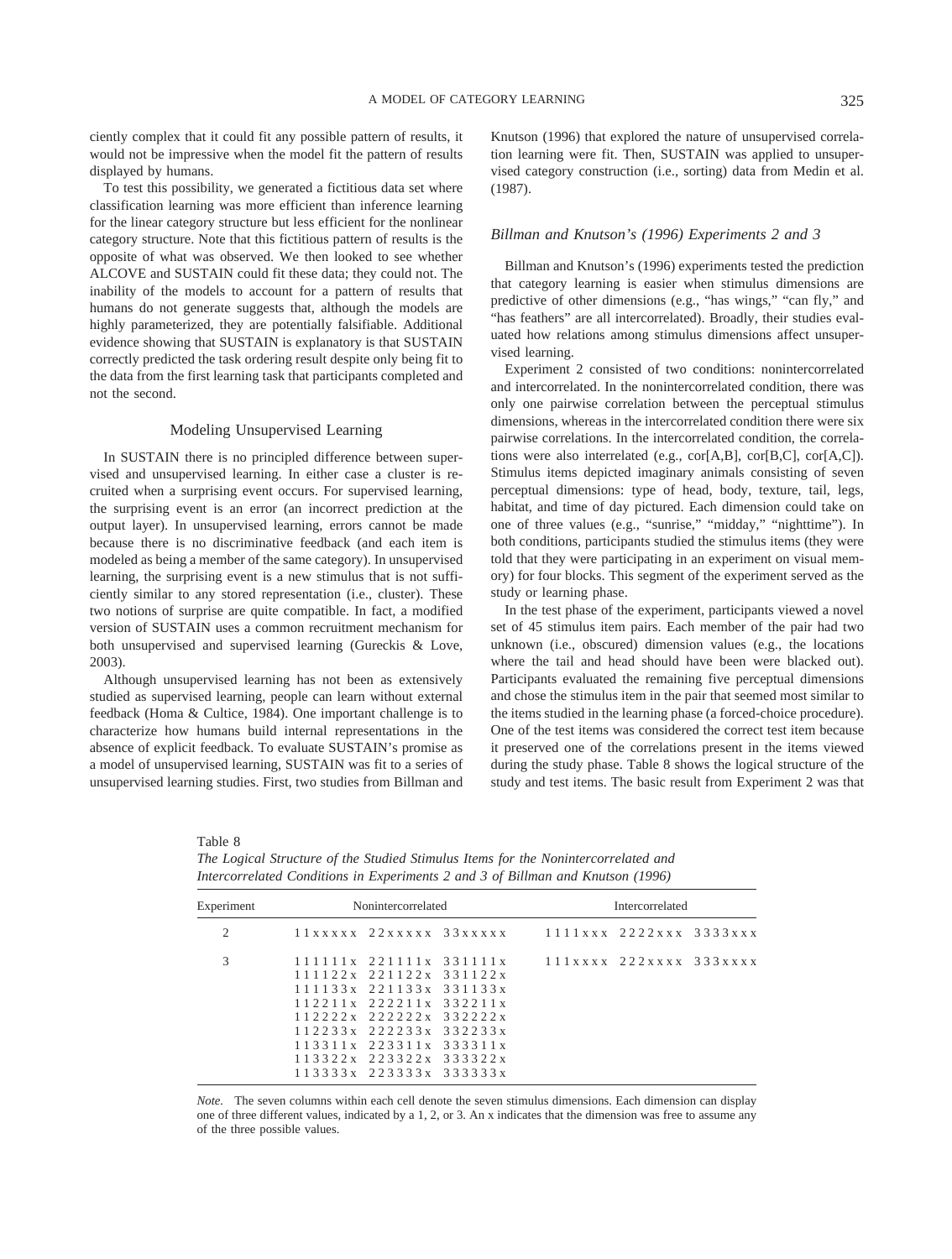ciently complex that it could fit any possible pattern of results, it would not be impressive when the model fit the pattern of results displayed by humans.

To test this possibility, we generated a fictitious data set where classification learning was more efficient than inference learning for the linear category structure but less efficient for the nonlinear category structure. Note that this fictitious pattern of results is the opposite of what was observed. We then looked to see whether ALCOVE and SUSTAIN could fit these data; they could not. The inability of the models to account for a pattern of results that humans do not generate suggests that, although the models are highly parameterized, they are potentially falsifiable. Additional evidence showing that SUSTAIN is explanatory is that SUSTAIN correctly predicted the task ordering result despite only being fit to the data from the first learning task that participants completed and not the second.

## Modeling Unsupervised Learning

In SUSTAIN there is no principled difference between supervised and unsupervised learning. In either case a cluster is recruited when a surprising event occurs. For supervised learning, the surprising event is an error (an incorrect prediction at the output layer). In unsupervised learning, errors cannot be made because there is no discriminative feedback (and each item is modeled as being a member of the same category). In unsupervised learning, the surprising event is a new stimulus that is not sufficiently similar to any stored representation (i.e., cluster). These two notions of surprise are quite compatible. In fact, a modified version of SUSTAIN uses a common recruitment mechanism for both unsupervised and supervised learning (Gureckis & Love, 2003).

Although unsupervised learning has not been as extensively studied as supervised learning, people can learn without external feedback (Homa & Cultice, 1984). One important challenge is to characterize how humans build internal representations in the absence of explicit feedback. To evaluate SUSTAIN's promise as a model of unsupervised learning, SUSTAIN was fit to a series of unsupervised learning studies. First, two studies from Billman and Knutson (1996) that explored the nature of unsupervised correlation learning were fit. Then, SUSTAIN was applied to unsupervised category construction (i.e., sorting) data from Medin et al. (1987).

### *Billman and Knutson's (1996) Experiments 2 and 3*

Billman and Knutson's (1996) experiments tested the prediction that category learning is easier when stimulus dimensions are predictive of other dimensions (e.g., "has wings," "can fly," and "has feathers" are all intercorrelated). Broadly, their studies evaluated how relations among stimulus dimensions affect unsupervised learning.

Experiment 2 consisted of two conditions: nonintercorrelated and intercorrelated. In the nonintercorrelated condition, there was only one pairwise correlation between the perceptual stimulus dimensions, whereas in the intercorrelated condition there were six pairwise correlations. In the intercorrelated condition, the correlations were also interrelated (e.g., cor[A,B], cor[B,C], cor[A,C]). Stimulus items depicted imaginary animals consisting of seven perceptual dimensions: type of head, body, texture, tail, legs, habitat, and time of day pictured. Each dimension could take on one of three values (e.g., "sunrise," "midday," "nighttime"). In both conditions, participants studied the stimulus items (they were told that they were participating in an experiment on visual memory) for four blocks. This segment of the experiment served as the study or learning phase.

In the test phase of the experiment, participants viewed a novel set of 45 stimulus item pairs. Each member of the pair had two unknown (i.e., obscured) dimension values (e.g., the locations where the tail and head should have been were blacked out). Participants evaluated the remaining five perceptual dimensions and chose the stimulus item in the pair that seemed most similar to the items studied in the learning phase (a forced-choice procedure). One of the test items was considered the correct test item because it preserved one of the correlations present in the items viewed during the study phase. Table 8 shows the logical structure of the study and test items. The basic result from Experiment 2 was that

Table 8
*The Logical Structure of the Studied Stimulus Items for the Nonintercorrelated and Intercorrelated Conditions in Experiments 2 and 3 of Billman and Knutson (1996)*

| Experiment | Nonintercorrelated | Intercorrelated |
|---|---|---|
| 2 | 11xxxxx 22xxxxx 33xxxxx | 1111xxx 2222xxx 3333xxx |
| 3 | 111111x 221111x 331111x<br>111122x 221122x 331122x<br>111133x 221133x 331133x<br>112211x 222211x 332211x<br>112222x 222222x 332222x<br>112233x 222233x 332233x<br>113311x 223311x 333311x<br>113322x 223322x 333322x<br>113333x 223333x 333333x | 111xxxx 222xxxx 333xxxx |

*Note.* The seven columns within each cell denote the seven stimulus dimensions. Each dimension can display one of three different values, indicated by a 1, 2, or 3. An x indicates that the dimension was free to assume any of the three possible values.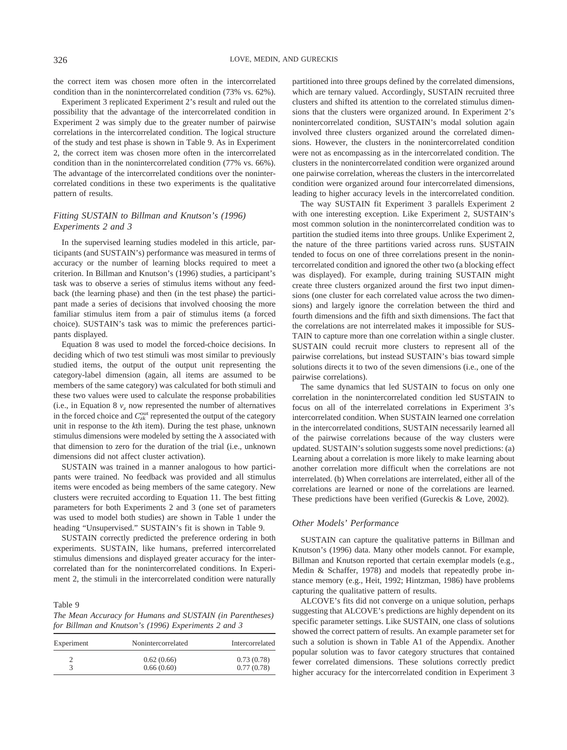the correct item was chosen more often in the intercorrelated condition than in the nonintercorrelated condition (73% vs. 62%).

Experiment 3 replicated Experiment 2's result and ruled out the possibility that the advantage of the intercorrelated condition in Experiment 2 was simply due to the greater number of pairwise correlations in the intercorrelated condition. The logical structure of the study and test phase is shown in Table 9. As in Experiment 2, the correct item was chosen more often in the intercorrelated condition than in the nonintercorrelated condition (77% vs. 66%). The advantage of the intercorrelated conditions over the nonintercorrelated conditions in these two experiments is the qualitative pattern of results.

### *Fitting SUSTAIN to Billman and Knutson's (1996) Experiments 2 and 3*

In the supervised learning studies modeled in this article, participants (and SUSTAIN's) performance was measured in terms of accuracy or the number of learning blocks required to meet a criterion. In Billman and Knutson's (1996) studies, a participant's task was to observe a series of stimulus items without any feedback (the learning phase) and then (in the test phase) the participant made a series of decisions that involved choosing the more familiar stimulus item from a pair of stimulus items (a forced choice). SUSTAIN's task was to mimic the preferences participants displayed.

Equation 8 was used to model the forced-choice decisions. In deciding which of two test stimuli was most similar to previously studied items, the output of the output unit representing the category-label dimension (again, all items are assumed to be members of the same category) was calculated for both stimuli and these two values were used to calculate the response probabilities (i.e., in Equation 8 $v_z$ now represented the number of alternatives in the forced choice and $C_{zk}^{\text{out}}$ represented the output of the category unit in response to the *k*th item). During the test phase, unknown stimulus dimensions were modeled by setting the $\lambda$ associated with that dimension to zero for the duration of the trial (i.e., unknown dimensions did not affect cluster activation).

SUSTAIN was trained in a manner analogous to how participants were trained. No feedback was provided and all stimulus items were encoded as being members of the same category. New clusters were recruited according to Equation 11. The best fitting parameters for both Experiments 2 and 3 (one set of parameters was used to model both studies) are shown in Table 1 under the heading "Unsupervised." SUSTAIN's fit is shown in Table 9.

SUSTAIN correctly predicted the preference ordering in both experiments. SUSTAIN, like humans, preferred intercorrelated stimulus dimensions and displayed greater accuracy for the intercorrelated than for the nonintercorrelated conditions. In Experiment 2, the stimuli in the intercorrelated condition were naturally partitioned into three groups defined by the correlated dimensions, which are ternary valued. Accordingly, SUSTAIN recruited three clusters and shifted its attention to the correlated stimulus dimensions that the clusters were organized around. In Experiment 2's nonintercorrelated condition, SUSTAIN's modal solution again involved three clusters organized around the correlated dimensions. However, the clusters in the nonintercorrelated condition were not as encompassing as in the intercorrelated condition. The clusters in the nonintercorrelated condition were organized around one pairwise correlation, whereas the clusters in the intercorrelated condition were organized around four intercorrelated dimensions, leading to higher accuracy levels in the intercorrelated condition.

Table 9
*The Mean Accuracy for Humans and SUSTAIN (in Parentheses) for Billman and Knutson's (1996) Experiments 2 and 3*

| Experiment | Nonintercorrelated | Intercorrelated |
|---|---|---|
| 2 | 0.62 (0.66) | 0.73 (0.78) |
| 3 | 0.66 (0.60) | 0.77 (0.78) |

The way SUSTAIN fit Experiment 3 parallels Experiment 2 with one interesting exception. Like Experiment 2, SUSTAIN's most common solution in the nonintercorrelated condition was to partition the studied items into three groups. Unlike Experiment 2, the nature of the three partitions varied across runs. SUSTAIN tended to focus on one of three correlations present in the nonintercorrelated condition and ignored the other two (a blocking effect was displayed). For example, during training SUSTAIN might create three clusters organized around the first two input dimensions (one cluster for each correlated value across the two dimensions) and largely ignore the correlation between the third and fourth dimensions and the fifth and sixth dimensions. The fact that the correlations are not interrelated makes it impossible for SUSTAIN to capture more than one correlation within a single cluster. SUSTAIN could recruit more clusters to represent all of the pairwise correlations, but instead SUSTAIN's bias toward simple solutions directs it to two of the seven dimensions (i.e., one of the pairwise correlations).

The same dynamics that led SUSTAIN to focus on only one correlation in the nonintercorrelated condition led SUSTAIN to focus on all of the interrelated correlations in Experiment 3's intercorrelated condition. When SUSTAIN learned one correlation in the intercorrelated conditions, SUSTAIN necessarily learned all of the pairwise correlations because of the way clusters were updated. SUSTAIN's solution suggests some novel predictions: (a) Learning about a correlation is more likely to make learning about another correlation more difficult when the correlations are not interrelated. (b) When correlations are interrelated, either all of the correlations are learned or none of the correlations are learned. These predictions have been verified (Gureckis & Love, 2002).

### *Other Models' Performance*

SUSTAIN can capture the qualitative patterns in Billman and Knutson's (1996) data. Many other models cannot. For example, Billman and Knutson reported that certain exemplar models (e.g., Medin & Schaffer, 1978) and models that repeatedly probe instance memory (e.g., Heit, 1992; Hintzman, 1986) have problems capturing the qualitative pattern of results.

ALCOVE's fits did not converge on a unique solution, perhaps suggesting that ALCOVE's predictions are highly dependent on its specific parameter settings. Like SUSTAIN, one class of solutions showed the correct pattern of results. An example parameter set for such a solution is shown in Table A1 of the Appendix. Another popular solution was to favor category structures that contained fewer correlated dimensions. These solutions correctly predict higher accuracy for the intercorrelated condition in Experiment 3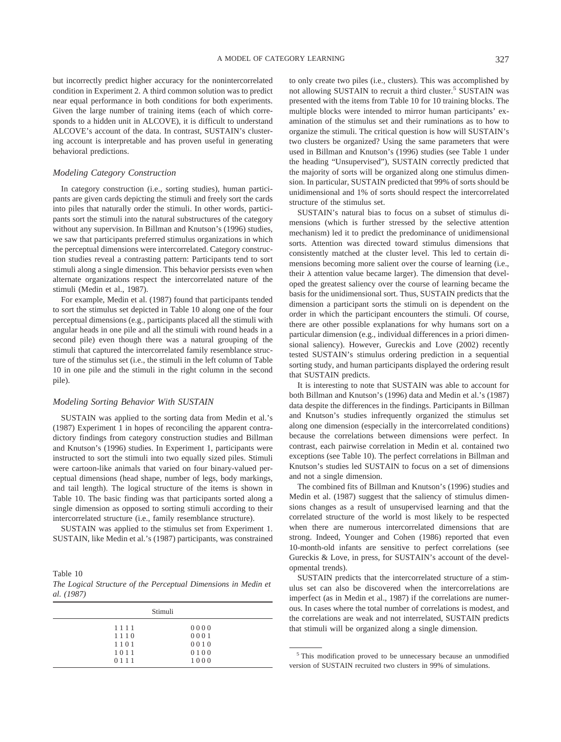but incorrectly predict higher accuracy for the nonintercorrelated condition in Experiment 2. A third common solution was to predict near equal performance in both conditions for both experiments. Given the large number of training items (each of which corresponds to a hidden unit in ALCOVE), it is difficult to understand ALCOVE's account of the data. In contrast, SUSTAIN's clustering account is interpretable and has proven useful in generating behavioral predictions.

### *Modeling Category Construction*

In category construction (i.e., sorting studies), human participants are given cards depicting the stimuli and freely sort the cards into piles that naturally order the stimuli. In other words, participants sort the stimuli into the natural substructures of the category without any supervision. In Billman and Knutson's (1996) studies, we saw that participants preferred stimulus organizations in which the perceptual dimensions were intercorrelated. Category construction studies reveal a contrasting pattern: Participants tend to sort stimuli along a single dimension. This behavior persists even when alternate organizations respect the intercorrelated nature of the stimuli (Medin et al., 1987).

For example, Medin et al. (1987) found that participants tended to sort the stimulus set depicted in Table 10 along one of the four perceptual dimensions (e.g., participants placed all the stimuli with angular heads in one pile and all the stimuli with round heads in a second pile) even though there was a natural grouping of the stimuli that captured the intercorrelated family resemblance structure of the stimulus set (i.e., the stimuli in the left column of Table 10 in one pile and the stimuli in the right column in the second pile).

### *Modeling Sorting Behavior With SUSTAIN*

SUSTAIN was applied to the sorting data from Medin et al.'s (1987) Experiment 1 in hopes of reconciling the apparent contradictory findings from category construction studies and Billman and Knutson's (1996) studies. In Experiment 1, participants were instructed to sort the stimuli into two equally sized piles. Stimuli were cartoon-like animals that varied on four binary-valued perceptual dimensions (head shape, number of legs, body markings, and tail length). The logical structure of the items is shown in Table 10. The basic finding was that participants sorted along a single dimension as opposed to sorting stimuli according to their intercorrelated structure (i.e., family resemblance structure).

SUSTAIN was applied to the stimulus set from Experiment 1. SUSTAIN, like Medin et al.'s (1987) participants, was constrained to only create two piles (i.e., clusters). This was accomplished by not allowing SUSTAIN to recruit a third cluster.[5] SUSTAIN was presented with the items from Table 10 for 10 training blocks. The multiple blocks were intended to mirror human participants' examination of the stimulus set and their ruminations as to how to organize the stimuli. The critical question is how will SUSTAIN's two clusters be organized? Using the same parameters that were used in Billman and Knutson's (1996) studies (see Table 1 under the heading "Unsupervised"), SUSTAIN correctly predicted that the majority of sorts will be organized along one stimulus dimension. In particular, SUSTAIN predicted that 99% of sorts should be unidimensional and 1% of sorts should respect the intercorrelated structure of the stimulus set.

SUSTAIN's natural bias to focus on a subset of stimulus dimensions (which is further stressed by the selective attention mechanism) led it to predict the predominance of unidimensional sorts. Attention was directed toward stimulus dimensions that consistently matched at the cluster level. This led to certain dimensions becoming more salient over the course of learning (i.e., their $\lambda$ attention value became larger). The dimension that developed the greatest saliency over the course of learning became the basis for the unidimensional sort. Thus, SUSTAIN predicts that the dimension a participant sorts the stimuli on is dependent on the order in which the participant encounters the stimuli. Of course, there are other possible explanations for why humans sort on a particular dimension (e.g., individual differences in a priori dimensional saliency). However, Gureckis and Love (2002) recently tested SUSTAIN's stimulus ordering prediction in a sequential sorting study, and human participants displayed the ordering result that SUSTAIN predicts.

It is interesting to note that SUSTAIN was able to account for both Billman and Knutson's (1996) data and Medin et al.'s (1987) data despite the differences in the findings. Participants in Billman and Knutson's studies infrequently organized the stimulus set along one dimension (especially in the intercorrelated conditions) because the correlations between dimensions were perfect. In contrast, each pairwise correlation in Medin et al. contained two exceptions (see Table 10). The perfect correlations in Billman and Knutson's studies led SUSTAIN to focus on a set of dimensions and not a single dimension.

The combined fits of Billman and Knutson's (1996) studies and Medin et al. (1987) suggest that the saliency of stimulus dimensions changes as a result of unsupervised learning and that the correlated structure of the world is most likely to be respected when there are numerous intercorrelated dimensions that are strong. Indeed, Younger and Cohen (1986) reported that even 10-month-old infants are sensitive to perfect correlations (see Gureckis & Love, in press, for SUSTAIN's account of the developmental trends).

SUSTAIN predicts that the intercorrelated structure of a stimulus set can also be discovered when the intercorrelations are imperfect (as in Medin et al., 1987) if the correlations are numerous. In cases where the total number of correlations is modest, and the correlations are weak and not interrelated, SUSTAIN predicts that stimuli will be organized along a single dimension.

Table 10
*The Logical Structure of the Perceptual Dimensions in Medin et al. (1987)*

| Stimuli | |
|---|---|
| 1 1 1 1 | 0 0 0 0 |
| 1 1 1 0 | 0 0 0 1 |
| 1 1 0 1 | 0 0 1 0 |
| 1 0 1 1 | 0 1 0 0 |
| 0 1 1 1 | 1 0 0 0 |

[5] This modification proved to be unnecessary because an unmodified version of SUSTAIN recruited two clusters in 99% of simulations.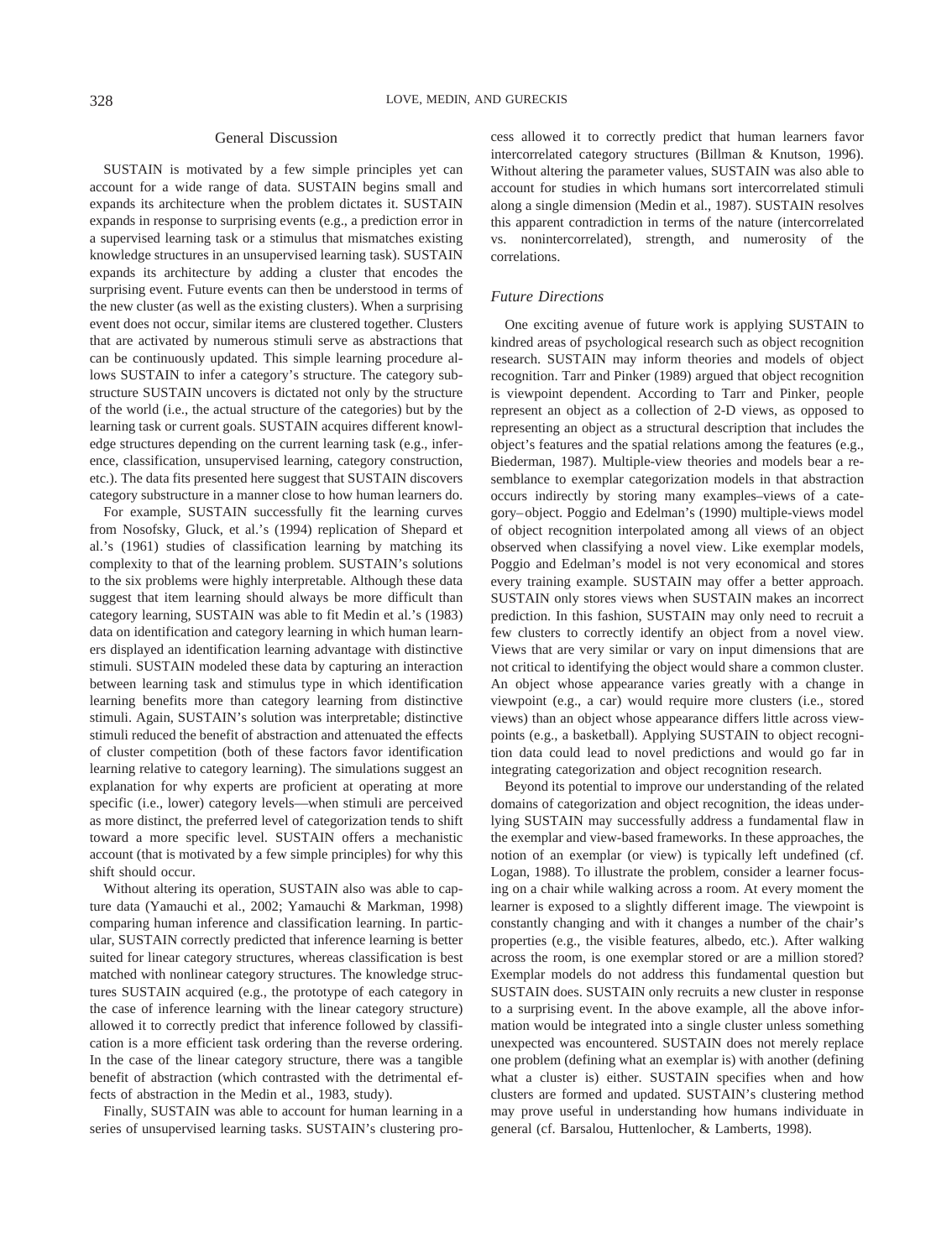## General Discussion

SUSTAIN is motivated by a few simple principles yet can account for a wide range of data. SUSTAIN begins small and expands its architecture when the problem dictates it. SUSTAIN expands in response to surprising events (e.g., a prediction error in a supervised learning task or a stimulus that mismatches existing knowledge structures in an unsupervised learning task). SUSTAIN expands its architecture by adding a cluster that encodes the surprising event. Future events can then be understood in terms of the new cluster (as well as the existing clusters). When a surprising event does not occur, similar items are clustered together. Clusters that are activated by numerous stimuli serve as abstractions that can be continuously updated. This simple learning procedure allows SUSTAIN to infer a category's structure. The category substructure SUSTAIN uncovers is dictated not only by the structure of the world (i.e., the actual structure of the categories) but by the learning task or current goals. SUSTAIN acquires different knowledge structures depending on the current learning task (e.g., inference, classification, unsupervised learning, category construction, etc.). The data fits presented here suggest that SUSTAIN discovers category substructure in a manner close to how human learners do.

For example, SUSTAIN successfully fit the learning curves from Nosofsky, Gluck, et al.'s (1994) replication of Shepard et al.'s (1961) studies of classification learning by matching its complexity to that of the learning problem. SUSTAIN's solutions to the six problems were highly interpretable. Although these data suggest that item learning should always be more difficult than category learning, SUSTAIN was able to fit Medin et al.'s (1983) data on identification and category learning in which human learners displayed an identification learning advantage with distinctive stimuli. SUSTAIN modeled these data by capturing an interaction between learning task and stimulus type in which identification learning benefits more than category learning from distinctive stimuli. Again, SUSTAIN's solution was interpretable; distinctive stimuli reduced the benefit of abstraction and attenuated the effects of cluster competition (both of these factors favor identification learning relative to category learning). The simulations suggest an explanation for why experts are proficient at operating at more specific (i.e., lower) category levels—when stimuli are perceived as more distinct, the preferred level of categorization tends to shift toward a more specific level. SUSTAIN offers a mechanistic account (that is motivated by a few simple principles) for why this shift should occur.

Without altering its operation, SUSTAIN also was able to capture data (Yamauchi et al., 2002; Yamauchi & Markman, 1998) comparing human inference and classification learning. In particular, SUSTAIN correctly predicted that inference learning is better suited for linear category structures, whereas classification is best matched with nonlinear category structures. The knowledge structures SUSTAIN acquired (e.g., the prototype of each category in the case of inference learning with the linear category structure) allowed it to correctly predict that inference followed by classification is a more efficient task ordering than the reverse ordering. In the case of the linear category structure, there was a tangible benefit of abstraction (which contrasted with the detrimental effects of abstraction in the Medin et al., 1983, study).

Finally, SUSTAIN was able to account for human learning in a series of unsupervised learning tasks. SUSTAIN's clustering process allowed it to correctly predict that human learners favor intercorrelated category structures (Billman & Knutson, 1996). Without altering the parameter values, SUSTAIN was also able to account for studies in which humans sort intercorrelated stimuli along a single dimension (Medin et al., 1987). SUSTAIN resolves this apparent contradiction in terms of the nature (intercorrelated vs. nonintercorrelated), strength, and numerosity of the correlations.

### *Future Directions*

One exciting avenue of future work is applying SUSTAIN to kindred areas of psychological research such as object recognition research. SUSTAIN may inform theories and models of object recognition. Tarr and Pinker (1989) argued that object recognition is viewpoint dependent. According to Tarr and Pinker, people represent an object as a collection of 2-D views, as opposed to representing an object as a structural description that includes the object's features and the spatial relations among the features (e.g., Biederman, 1987). Multiple-view theories and models bear a resemblance to exemplar categorization models in that abstraction occurs indirectly by storing many examples–views of a category–object. Poggio and Edelman's (1990) multiple-views model of object recognition interpolated among all views of an object observed when classifying a novel view. Like exemplar models, Poggio and Edelman's model is not very economical and stores every training example. SUSTAIN may offer a better approach. SUSTAIN only stores views when SUSTAIN makes an incorrect prediction. In this fashion, SUSTAIN may only need to recruit a few clusters to correctly identify an object from a novel view. Views that are very similar or vary on input dimensions that are not critical to identifying the object would share a common cluster. An object whose appearance varies greatly with a change in viewpoint (e.g., a car) would require more clusters (i.e., stored views) than an object whose appearance differs little across viewpoints (e.g., a basketball). Applying SUSTAIN to object recognition data could lead to novel predictions and would go far in integrating categorization and object recognition research.

Beyond its potential to improve our understanding of the related domains of categorization and object recognition, the ideas underlying SUSTAIN may successfully address a fundamental flaw in the exemplar and view-based frameworks. In these approaches, the notion of an exemplar (or view) is typically left undefined (cf. Logan, 1988). To illustrate the problem, consider a learner focusing on a chair while walking across a room. At every moment the learner is exposed to a slightly different image. The viewpoint is constantly changing and with it changes a number of the chair's properties (e.g., the visible features, albedo, etc.). After walking across the room, is one exemplar stored or are a million stored? Exemplar models do not address this fundamental question but SUSTAIN does. SUSTAIN only recruits a new cluster in response to a surprising event. In the above example, all the above information would be integrated into a single cluster unless something unexpected was encountered. SUSTAIN does not merely replace one problem (defining what an exemplar is) with another (defining what a cluster is) either. SUSTAIN specifies when and how clusters are formed and updated. SUSTAIN's clustering method may prove useful in understanding how humans individuate in general (cf. Barsalou, Huttenlocher, & Lamberts, 1998).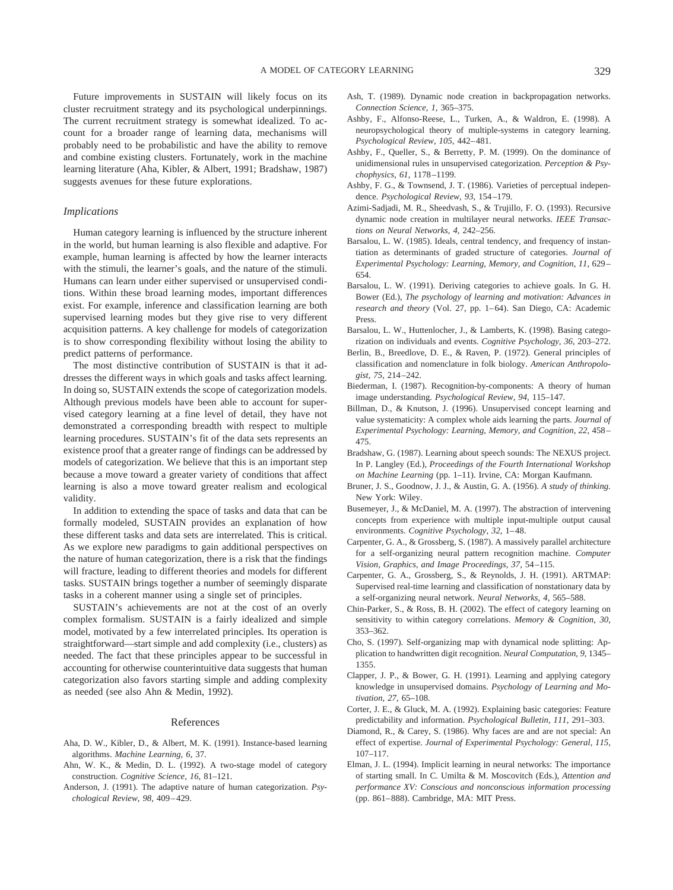Future improvements in SUSTAIN will likely focus on its cluster recruitment strategy and its psychological underpinnings. The current recruitment strategy is somewhat idealized. To account for a broader range of learning data, mechanisms will probably need to be probabilistic and have the ability to remove and combine existing clusters. Fortunately, work in the machine learning literature (Aha, Kibler, & Albert, 1991; Bradshaw, 1987) suggests avenues for these future explorations.

### *Implications*

Human category learning is influenced by the structure inherent in the world, but human learning is also flexible and adaptive. For example, human learning is affected by how the learner interacts with the stimuli, the learner's goals, and the nature of the stimuli. Humans can learn under either supervised or unsupervised conditions. Within these broad learning modes, important differences exist. For example, inference and classification learning are both supervised learning modes but they give rise to very different acquisition patterns. A key challenge for models of categorization is to show corresponding flexibility without losing the ability to predict patterns of performance.

The most distinctive contribution of SUSTAIN is that it addresses the different ways in which goals and tasks affect learning. In doing so, SUSTAIN extends the scope of categorization models. Although previous models have been able to account for supervised category learning at a fine level of detail, they have not demonstrated a corresponding breadth with respect to multiple learning procedures. SUSTAIN's fit of the data sets represents an existence proof that a greater range of findings can be addressed by models of categorization. We believe that this is an important step because a move toward a greater variety of conditions that affect learning is also a move toward greater realism and ecological validity.

In addition to extending the space of tasks and data that can be formally modeled, SUSTAIN provides an explanation of how these different tasks and data sets are interrelated. This is critical. As we explore new paradigms to gain additional perspectives on the nature of human categorization, there is a risk that the findings will fracture, leading to different theories and models for different tasks. SUSTAIN brings together a number of seemingly disparate tasks in a coherent manner using a single set of principles.

SUSTAIN's achievements are not at the cost of an overly complex formalism. SUSTAIN is a fairly idealized and simple model, motivated by a few interrelated principles. Its operation is straightforward—start simple and add complexity (i.e., clusters) as needed. The fact that these principles appear to be successful in accounting for otherwise counterintuitive data suggests that human categorization also favors starting simple and adding complexity as needed (see also Ahn & Medin, 1992).

## References

Aha, D. W., Kibler, D., & Albert, M. K. (1991). Instance-based learning algorithms. *Machine Learning, 6,* 37.

Ahn, W. K., & Medin, D. L. (1992). A two-stage model of category construction. *Cognitive Science, 16,* 81–121.

Anderson, J. (1991). The adaptive nature of human categorization. *Psychological Review, 98,* 409–429.

Ash, T. (1989). Dynamic node creation in backpropagation networks. *Connection Science, 1,* 365–375.

Ashby, F., Alfonso-Reese, L., Turken, A., & Waldron, E. (1998). A neuropsychological theory of multiple-systems in category learning. *Psychological Review, 105,* 442–481.

Ashby, F., Queller, S., & Berretty, P. M. (1999). On the dominance of unidimensional rules in unsupervised categorization. *Perception & Psychophysics, 61,* 1178–1199.

Ashby, F. G., & Townsend, J. T. (1986). Varieties of perceptual independence. *Psychological Review, 93,* 154–179.

Azimi-Sadjadi, M. R., Sheedvash, S., & Trujillo, F. O. (1993). Recursive dynamic node creation in multilayer neural networks. *IEEE Transactions on Neural Networks, 4,* 242–256.

Barsalou, L. W. (1985). Ideals, central tendency, and frequency of instantiation as determinants of graded structure of categories. *Journal of Experimental Psychology: Learning, Memory, and Cognition, 11,* 629–654.

Barsalou, L. W. (1991). Deriving categories to achieve goals. In G. H. Bower (Ed.), *The psychology of learning and motivation: Advances in research and theory* (Vol. 27, pp. 1–64). San Diego, CA: Academic Press.

Barsalou, L. W., Huttenlocher, J., & Lamberts, K. (1998). Basing categorization on individuals and events. *Cognitive Psychology, 36,* 203–272.

Berlin, B., Breedlove, D. E., & Raven, P. (1972). General principles of classification and nomenclature in folk biology. *American Anthropologist, 75,* 214–242.

Biederman, I. (1987). Recognition-by-components: A theory of human image understanding. *Psychological Review, 94,* 115–147.

Billman, D., & Knutson, J. (1996). Unsupervised concept learning and value systematicity: A complex whole aids learning the parts. *Journal of Experimental Psychology: Learning, Memory, and Cognition, 22,* 458–475.

Bradshaw, G. (1987). Learning about speech sounds: The NEXUS project. In P. Langley (Ed.), *Proceedings of the Fourth International Workshop on Machine Learning* (pp. 1–11). Irvine, CA: Morgan Kaufmann.

Bruner, J. S., Goodnow, J. J., & Austin, G. A. (1956). *A study of thinking.* New York: Wiley.

Busemeyer, J., & McDaniel, M. A. (1997). The abstraction of intervening concepts from experience with multiple input-multiple output causal environments. *Cognitive Psychology, 32,* 1–48.

Carpenter, G. A., & Grossberg, S. (1987). A massively parallel architecture for a self-organizing neural pattern recognition machine. *Computer Vision, Graphics, and Image Proceedings, 37,* 54–115.

Carpenter, G. A., Grossberg, S., & Reynolds, J. H. (1991). ARTMAP: Supervised real-time learning and classification of nonstationary data by a self-organizing neural network. *Neural Networks, 4,* 565–588.

Chin-Parker, S., & Ross, B. H. (2002). The effect of category learning on sensitivity to within category correlations. *Memory & Cognition, 30,* 353–362.

Cho, S. (1997). Self-organizing map with dynamical node splitting: Application to handwritten digit recognition. *Neural Computation, 9,* 1345–1355.

Clapper, J. P., & Bower, G. H. (1991). Learning and applying category knowledge in unsupervised domains. *Psychology of Learning and Motivation, 27,* 65–108.

Corter, J. E., & Gluck, M. A. (1992). Explaining basic categories: Feature predictability and information. *Psychological Bulletin, 111,* 291–303.

Diamond, R., & Carey, S. (1986). Why faces are and are not special: An effect of expertise. *Journal of Experimental Psychology: General, 115,* 107–117.

Elman, J. L. (1994). Implicit learning in neural networks: The importance of starting small. In C. Umilta & M. Moscovitch (Eds.), *Attention and performance XV: Conscious and nonconscious information processing* (pp. 861–888). Cambridge, MA: MIT Press.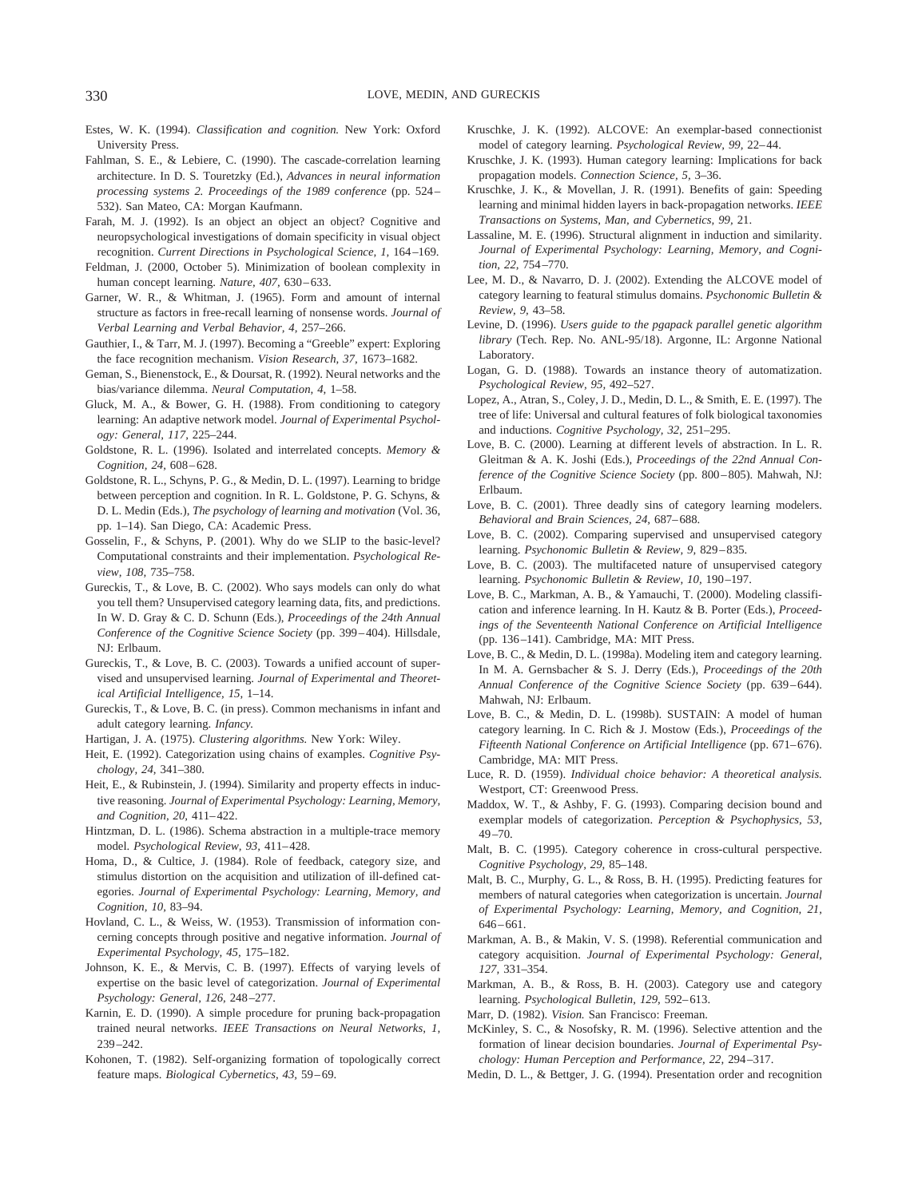Estes, W. K. (1994). *Classification and cognition.* New York: Oxford University Press.

Fahlman, S. E., & Lebiere, C. (1990). The cascade-correlation learning architecture. In D. S. Touretzky (Ed.), *Advances in neural information processing systems 2. Proceedings of the 1989 conference* (pp. 524–532). San Mateo, CA: Morgan Kaufmann.

Farah, M. J. (1992). Is an object an object an object? Cognitive and neuropsychological investigations of domain specificity in visual object recognition. *Current Directions in Psychological Science, 1,* 164–169.

Feldman, J. (2000, October 5). Minimization of boolean complexity in human concept learning. *Nature, 407,* 630–633.

Garner, W. R., & Whitman, J. (1965). Form and amount of internal structure as factors in free-recall learning of nonsense words. *Journal of Verbal Learning and Verbal Behavior, 4,* 257–266.

Gauthier, I., & Tarr, M. J. (1997). Becoming a "Greeble" expert: Exploring the face recognition mechanism. *Vision Research, 37,* 1673–1682.

Geman, S., Bienenstock, E., & Doursat, R. (1992). Neural networks and the bias/variance dilemma. *Neural Computation, 4,* 1–58.

Gluck, M. A., & Bower, G. H. (1988). From conditioning to category learning: An adaptive network model. *Journal of Experimental Psychology: General, 117,* 225–244.

Goldstone, R. L. (1996). Isolated and interrelated concepts. *Memory & Cognition, 24,* 608–628.

Goldstone, R. L., Schyns, P. G., & Medin, D. L. (1997). Learning to bridge between perception and cognition. In R. L. Goldstone, P. G. Schyns, & D. L. Medin (Eds.), *The psychology of learning and motivation* (Vol. 36, pp. 1–14). San Diego, CA: Academic Press.

Gosselin, F., & Schyns, P. (2001). Why do we SLIP to the basic-level? Computational constraints and their implementation. *Psychological Review, 108,* 735–758.

Gureckis, T., & Love, B. C. (2002). Who says models can only do what you tell them? Unsupervised category learning data, fits, and predictions. In W. D. Gray & C. D. Schunn (Eds.), *Proceedings of the 24th Annual Conference of the Cognitive Science Society* (pp. 399–404). Hillsdale, NJ: Erlbaum.

Gureckis, T., & Love, B. C. (2003). Towards a unified account of supervised and unsupervised learning. *Journal of Experimental and Theoretical Artificial Intelligence, 15,* 1–14.

Gureckis, T., & Love, B. C. (in press). Common mechanisms in infant and adult category learning. *Infancy.*

Hartigan, J. A. (1975). *Clustering algorithms.* New York: Wiley.

Heit, E. (1992). Categorization using chains of examples. *Cognitive Psychology, 24,* 341–380.

Heit, E., & Rubinstein, J. (1994). Similarity and property effects in inductive reasoning. *Journal of Experimental Psychology: Learning, Memory, and Cognition, 20,* 411–422.

Hintzman, D. L. (1986). Schema abstraction in a multiple-trace memory model. *Psychological Review, 93,* 411–428.

Homa, D., & Cultice, J. (1984). Role of feedback, category size, and stimulus distortion on the acquisition and utilization of ill-defined categories. *Journal of Experimental Psychology: Learning, Memory, and Cognition, 10,* 83–94.

Hovland, C. L., & Weiss, W. (1953). Transmission of information concerning concepts through positive and negative information. *Journal of Experimental Psychology, 45,* 175–182.

Johnson, K. E., & Mervis, C. B. (1997). Effects of varying levels of expertise on the basic level of categorization. *Journal of Experimental Psychology: General, 126,* 248–277.

Karnin, E. D. (1990). A simple procedure for pruning back-propagation trained neural networks. *IEEE Transactions on Neural Networks, 1,* 239–242.

Kohonen, T. (1982). Self-organizing formation of topologically correct feature maps. *Biological Cybernetics, 43,* 59–69.

Kruschke, J. K. (1992). ALCOVE: An exemplar-based connectionist model of category learning. *Psychological Review, 99,* 22–44.

Kruschke, J. K. (1993). Human category learning: Implications for back propagation models. *Connection Science, 5,* 3–36.

Kruschke, J. K., & Movellan, J. R. (1991). Benefits of gain: Speeding learning and minimal hidden layers in back-propagation networks. *IEEE Transactions on Systems, Man, and Cybernetics, 99,* 21.

Lassaline, M. E. (1996). Structural alignment in induction and similarity. *Journal of Experimental Psychology: Learning, Memory, and Cognition, 22,* 754–770.

Lee, M. D., & Navarro, D. J. (2002). Extending the ALCOVE model of category learning to featural stimulus domains. *Psychonomic Bulletin & Review, 9,* 43–58.

Levine, D. (1996). *Users guide to the pgapack parallel genetic algorithm library* (Tech. Rep. No. ANL-95/18). Argonne, IL: Argonne National Laboratory.

Logan, G. D. (1988). Towards an instance theory of automatization. *Psychological Review, 95,* 492–527.

Lopez, A., Atran, S., Coley, J. D., Medin, D. L., & Smith, E. E. (1997). The tree of life: Universal and cultural features of folk biological taxonomies and inductions. *Cognitive Psychology, 32,* 251–295.

Love, B. C. (2000). Learning at different levels of abstraction. In L. R. Gleitman & A. K. Joshi (Eds.), *Proceedings of the 22nd Annual Conference of the Cognitive Science Society* (pp. 800–805). Mahwah, NJ: Erlbaum.

Love, B. C. (2001). Three deadly sins of category learning modelers. *Behavioral and Brain Sciences, 24,* 687–688.

Love, B. C. (2002). Comparing supervised and unsupervised category learning. *Psychonomic Bulletin & Review, 9,* 829–835.

Love, B. C. (2003). The multifaceted nature of unsupervised category learning. *Psychonomic Bulletin & Review, 10,* 190–197.

Love, B. C., Markman, A. B., & Yamauchi, T. (2000). Modeling classification and inference learning. In H. Kautz & B. Porter (Eds.), *Proceedings of the Seventeenth National Conference on Artificial Intelligence* (pp. 136–141). Cambridge, MA: MIT Press.

Love, B. C., & Medin, D. L. (1998a). Modeling item and category learning. In M. A. Gernsbacher & S. J. Derry (Eds.), *Proceedings of the 20th Annual Conference of the Cognitive Science Society* (pp. 639–644). Mahwah, NJ: Erlbaum.

Love, B. C., & Medin, D. L. (1998b). SUSTAIN: A model of human category learning. In C. Rich & J. Mostow (Eds.), *Proceedings of the Fifteenth National Conference on Artificial Intelligence* (pp. 671–676). Cambridge, MA: MIT Press.

Luce, R. D. (1959). *Individual choice behavior: A theoretical analysis.* Westport, CT: Greenwood Press.

Maddox, W. T., & Ashby, F. G. (1993). Comparing decision bound and exemplar models of categorization. *Perception & Psychophysics, 53,* 49–70.

Malt, B. C. (1995). Category coherence in cross-cultural perspective. *Cognitive Psychology, 29,* 85–148.

Malt, B. C., Murphy, G. L., & Ross, B. H. (1995). Predicting features for members of natural categories when categorization is uncertain. *Journal of Experimental Psychology: Learning, Memory, and Cognition, 21,* 646–661.

Markman, A. B., & Makin, V. S. (1998). Referential communication and category acquisition. *Journal of Experimental Psychology: General, 127,* 331–354.

Markman, A. B., & Ross, B. H. (2003). Category use and category learning. *Psychological Bulletin, 129,* 592–613.

Marr, D. (1982). *Vision.* San Francisco: Freeman.

McKinley, S. C., & Nosofsky, R. M. (1996). Selective attention and the formation of linear decision boundaries. *Journal of Experimental Psychology: Human Perception and Performance, 22,* 294–317.

Medin, D. L., & Bettger, J. G. (1994). Presentation order and recognition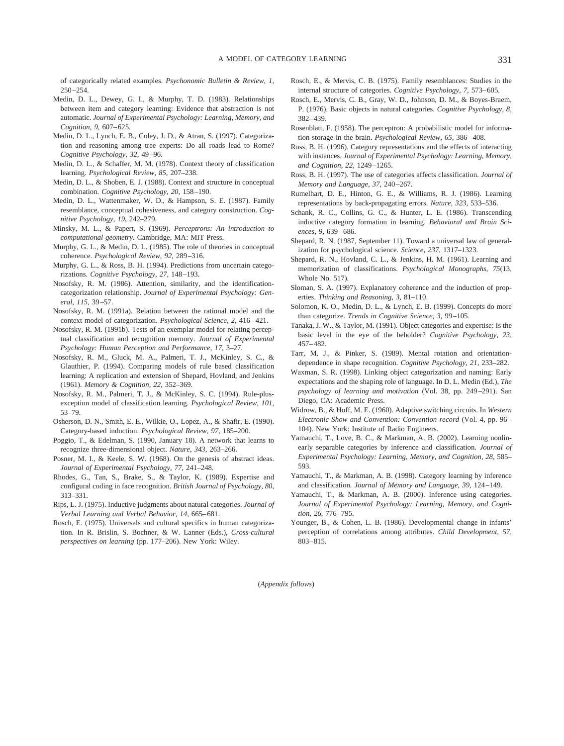of categorically related examples. *Psychonomic Bulletin & Review, 1,* 250–254.

Medin, D. L., Dewey, G. I., & Murphy, T. D. (1983). Relationships between item and category learning: Evidence that abstraction is not automatic. *Journal of Experimental Psychology: Learning, Memory, and Cognition, 9,* 607–625.

Medin, D. L., Lynch, E. B., Coley, J. D., & Atran, S. (1997). Categorization and reasoning among tree experts: Do all roads lead to Rome? *Cognitive Psychology, 32,* 49–96.

Medin, D. L., & Schaffer, M. M. (1978). Context theory of classification learning. *Psychological Review, 85,* 207–238.

Medin, D. L., & Shoben, E. J. (1988). Context and structure in conceptual combination. *Cognitive Psychology, 20,* 158–190.

Medin, D. L., Wattenmaker, W. D., & Hampson, S. E. (1987). Family resemblance, conceptual cohesiveness, and category construction. *Cognitive Psychology, 19,* 242–279.

Minsky, M. L., & Papert, S. (1969). *Perceptrons: An introduction to computational geometry.* Cambridge, MA: MIT Press.

Murphy, G. L., & Medin, D. L. (1985). The role of theories in conceptual coherence. *Psychological Review, 92,* 289–316.

Murphy, G. L., & Ross, B. H. (1994). Predictions from uncertain categorizations. *Cognitive Psychology, 27,* 148–193.

Nosofsky, R. M. (1986). Attention, similarity, and the identification-categorization relationship. *Journal of Experimental Psychology: General, 115,* 39–57.

Nosofsky, R. M. (1991a). Relation between the rational model and the context model of categorization. *Psychological Science, 2,* 416–421.

Nosofsky, R. M. (1991b). Tests of an exemplar model for relating perceptual classification and recognition memory. *Journal of Experimental Psychology: Human Perception and Performance, 17,* 3–27.

Nosofsky, R. M., Gluck, M. A., Palmeri, T. J., McKinley, S. C., & Glauthier, P. (1994). Comparing models of rule based classification learning: A replication and extension of Shepard, Hovland, and Jenkins (1961). *Memory & Cognition, 22,* 352–369.

Nosofsky, R. M., Palmeri, T. J., & McKinley, S. C. (1994). Rule-plus-exception model of classification learning. *Psychological Review, 101,* 53–79.

Osherson, D. N., Smith, E. E., Wilkie, O., Lopez, A., & Shafir, E. (1990). Category-based induction. *Psychological Review, 97,* 185–200.

Poggio, T., & Edelman, S. (1990, January 18). A network that learns to recognize three-dimensional object. *Nature, 343,* 263–266.

Posner, M. I., & Keele, S. W. (1968). On the genesis of abstract ideas. *Journal of Experimental Psychology, 77,* 241–248.

Rhodes, G., Tan, S., Brake, S., & Taylor, K. (1989). Expertise and configural coding in face recognition. *British Journal of Psychology, 80,* 313–331.

Rips, L. J. (1975). Inductive judgments about natural categories. *Journal of Verbal Learning and Verbal Behavior, 14,* 665–681.

Rosch, E. (1975). Universals and cultural specifics in human categorization. In R. Brislin, S. Bochner, & W. Lanner (Eds.), *Cross-cultural perspectives on learning* (pp. 177–206). New York: Wiley.

Rosch, E., & Mervis, C. B. (1975). Family resemblances: Studies in the internal structure of categories. *Cognitive Psychology, 7,* 573–605.

Rosch, E., Mervis, C. B., Gray, W. D., Johnson, D. M., & Boyes-Braem, P. (1976). Basic objects in natural categories. *Cognitive Psychology, 8,* 382–439.

Rosenblatt, F. (1958). The perceptron: A probabilistic model for information storage in the brain. *Psychological Review, 65,* 386–408.

Ross, B. H. (1996). Category representations and the effects of interacting with instances. *Journal of Experimental Psychology: Learning, Memory, and Cognition, 22,* 1249–1265.

Ross, B. H. (1997). The use of categories affects classification. *Journal of Memory and Language, 37,* 240–267.

Rumelhart, D. E., Hinton, G. E., & Williams, R. J. (1986). Learning representations by back-propagating errors. *Nature, 323,* 533–536.

Schank, R. C., Collins, G. C., & Hunter, L. E. (1986). Transcending inductive category formation in learning. *Behavioral and Brain Sciences, 9,* 639–686.

Shepard, R. N. (1987, September 11). Toward a universal law of generalization for psychological science. *Science, 237,* 1317–1323.

Shepard, R. N., Hovland, C. L., & Jenkins, H. M. (1961). Learning and memorization of classifications. *Psychological Monographs, 75*(13, Whole No. 517).

Sloman, S. A. (1997). Explanatory coherence and the induction of properties. *Thinking and Reasoning, 3,* 81–110.

Solomon, K. O., Medin, D. L., & Lynch, E. B. (1999). Concepts do more than categorize. *Trends in Cognitive Science, 3,* 99–105.

Tanaka, J. W., & Taylor, M. (1991). Object categories and expertise: Is the basic level in the eye of the beholder? *Cognitive Psychology, 23,* 457–482.

Tarr, M. J., & Pinker, S. (1989). Mental rotation and orientation-dependence in shape recognition. *Cognitive Psychology, 21,* 233–282.

Waxman, S. R. (1998). Linking object categorization and naming: Early expectations and the shaping role of language. In D. L. Medin (Ed.), *The psychology of learning and motivation* (Vol. 38, pp. 249–291). San Diego, CA: Academic Press.

Widrow, B., & Hoff, M. E. (1960). Adaptive switching circuits. In *Western Electronic Show and Convention: Convention record* (Vol. 4, pp. 96–104). New York: Institute of Radio Engineers.

Yamauchi, T., Love, B. C., & Markman, A. B. (2002). Learning nonlinearly separable categories by inference and classification. *Journal of Experimental Psychology: Learning, Memory, and Cognition, 28,* 585–593.

Yamauchi, T., & Markman, A. B. (1998). Category learning by inference and classification. *Journal of Memory and Language, 39,* 124–149.

Yamauchi, T., & Markman, A. B. (2000). Inference using categories. *Journal of Experimental Psychology: Learning, Memory, and Cognition, 26,* 776–795.

Younger, B., & Cohen, L. B. (1986). Developmental change in infants' perception of correlations among attributes. *Child Development, 57,* 803–815.

(*Appendix follows*)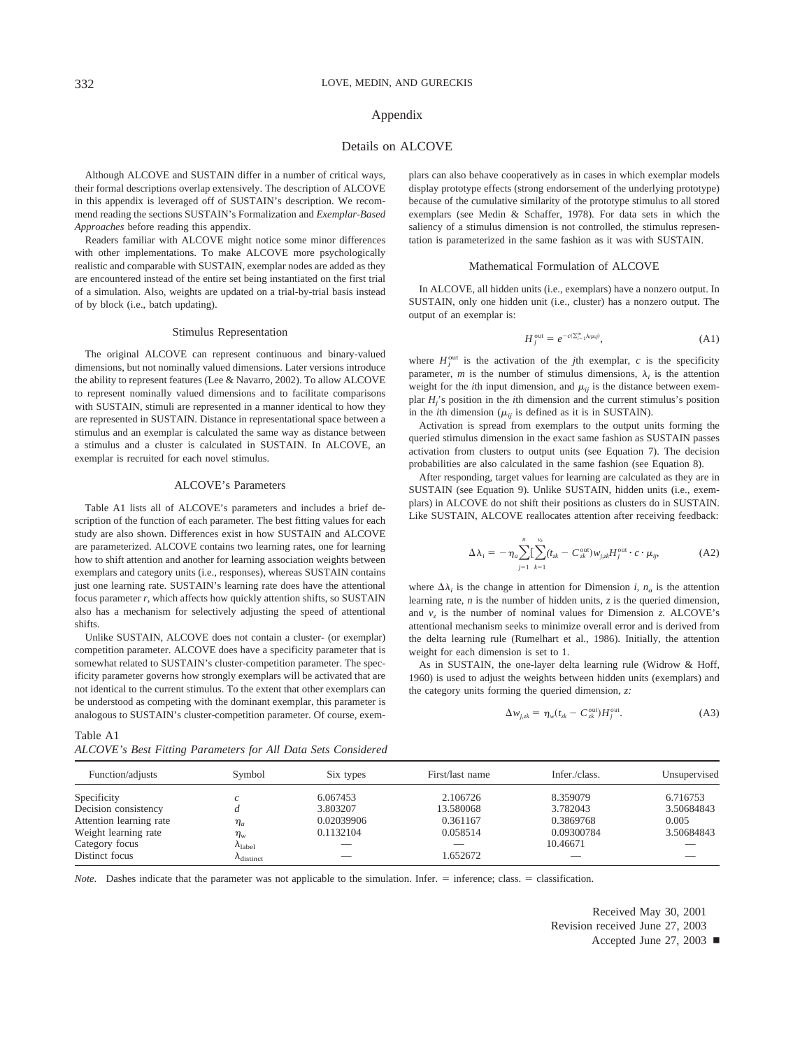# Appendix

## Details on ALCOVE

Although ALCOVE and SUSTAIN differ in a number of critical ways, their formal descriptions overlap extensively. The description of ALCOVE in this appendix is leveraged off of SUSTAIN's description. We recommend reading the sections SUSTAIN's Formalization and *Exemplar-Based Approaches* before reading this appendix.

Readers familiar with ALCOVE might notice some minor differences with other implementations. To make ALCOVE more psychologically realistic and comparable with SUSTAIN, exemplar nodes are added as they are encountered instead of the entire set being instantiated on the first trial of a simulation. Also, weights are updated on a trial-by-trial basis instead of by block (i.e., batch updating).

### Stimulus Representation

The original ALCOVE can represent continuous and binary-valued dimensions, but not nominally valued dimensions. Later versions introduce the ability to represent features (Lee & Navarro, 2002). To allow ALCOVE to represent nominally valued dimensions and to facilitate comparisons with SUSTAIN, stimuli are represented in a manner identical to how they are represented in SUSTAIN. Distance in representational space between a stimulus and an exemplar is calculated the same way as distance between a stimulus and a cluster is calculated in SUSTAIN. In ALCOVE, an exemplar is recruited for each novel stimulus.

### ALCOVE's Parameters

Table A1 lists all of ALCOVE's parameters and includes a brief description of the function of each parameter. The best fitting values for each study are also shown. Differences exist in how SUSTAIN and ALCOVE are parameterized. ALCOVE contains two learning rates, one for learning how to shift attention and another for learning association weights between exemplars and category units (i.e., responses), whereas SUSTAIN contains just one learning rate. SUSTAIN's learning rate does have the attentional focus parameter $r$, which affects how quickly attention shifts, so SUSTAIN also has a mechanism for selectively adjusting the speed of attentional shifts.

Unlike SUSTAIN, ALCOVE does not contain a cluster- (or exemplar) competition parameter. ALCOVE does have a specificity parameter that is somewhat related to SUSTAIN's cluster-competition parameter. The specificity parameter governs how strongly exemplars will be activated that are not identical to the current stimulus. To the extent that other exemplars can be understood as competing with the dominant exemplar, this parameter is analogous to SUSTAIN's cluster-competition parameter. Of course, exemplars can also behave cooperatively as in cases in which exemplar models display prototype effects (strong endorsement of the underlying prototype) because of the cumulative similarity of the prototype stimulus to all stored exemplars (see Medin & Schaffer, 1978). For data sets in which the saliency of a stimulus dimension is not controlled, the stimulus representation is parameterized in the same fashion as it was with SUSTAIN.

### Mathematical Formulation of ALCOVE

In ALCOVE, all hidden units (i.e., exemplars) have a nonzero output. In SUSTAIN, only one hidden unit (i.e., cluster) has a nonzero output. The output of an exemplar is:

$$H_j^{\text{out}} = e^{-c(\sum_{i=1}^{m} \lambda_i \mu_{ij})}, \tag{A1}$$

where $H_j^{\text{out}}$ is the activation of the $j$th exemplar, $c$ is the specificity parameter, $m$ is the number of stimulus dimensions, $\lambda_i$ is the attention weight for the $i$th input dimension, and $\mu_{ij}$ is the distance between exemplar $H_j$'s position in the $i$th dimension and the current stimulus's position in the $i$th dimension ($\mu_{ij}$ is defined as it is in SUSTAIN).

Activation is spread from exemplars to the output units forming the queried stimulus dimension in the exact same fashion as SUSTAIN passes activation from clusters to output units (see Equation 7). The decision probabilities are also calculated in the same fashion (see Equation 8).

After responding, target values for learning are calculated as they are in SUSTAIN (see Equation 9). Unlike SUSTAIN, hidden units (i.e., exemplars) in ALCOVE do not shift their positions as clusters do in SUSTAIN. Like SUSTAIN, ALCOVE reallocates attention after receiving feedback:

$$\Delta \lambda_i = -\eta_a \sum_{j=1}^{n} [\sum_{k=1}^{v_z} (t_{zk} - C_{zk}^{\text{out}}) w_{j,zk} H_j^{\text{out}} \cdot c \cdot \mu_{ij}, \tag{A2}$$

where $\Delta\lambda_i$ is the change in attention for Dimension $i$, $n_a$ is the attention learning rate, $n$ is the number of hidden units, $z$ is the queried dimension, and $v_z$ is the number of nominal values for Dimension $z$. ALCOVE's attentional mechanism seeks to minimize overall error and is derived from the delta learning rule (Rumelhart et al., 1986). Initially, the attention weight for each dimension is set to 1.

As in SUSTAIN, the one-layer delta learning rule (Widrow & Hoff, 1960) is used to adjust the weights between hidden units (exemplars) and the category units forming the queried dimension, $z$:

$$\Delta w_{j,zk} = \eta_w (t_{zk} - C_{zk}^{\text{out}}) H_j^{\text{out}}. \tag{A3}$$

Table A1
*ALCOVE's Best Fitting Parameters for All Data Sets Considered*

| Function/adjusts | Symbol | Six types | First/last name | Infer./class. | Unsupervised |
|---|---|---|---|---|---|
| Specificity | $c$ | 6.067453 | 2.106726 | 8.359079 | 6.716753 |
| Decision consistency | $d$ | 3.803207 | 13.580068 | 3.782043 | 3.50684843 |
| Attention learning rate | $\eta_a$ | 0.02039906 | 0.361167 | 0.3869768 | 0.005 |
| Weight learning rate | $\eta_w$ | 0.1132104 | 0.058514 | 0.09300784 | 3.50684843 |
| Category focus | $\lambda_{\text{label}}$ | — | — | 10.46671 | — |
| Distinct focus | $\lambda_{\text{distinct}}$ | — | 1.652672 | — | — |

*Note.* Dashes indicate that the parameter was not applicable to the simulation. Infer. = inference; class. = classification.

Received May 30, 2001
Revision received June 27, 2003
Accepted June 27, 2003 ■